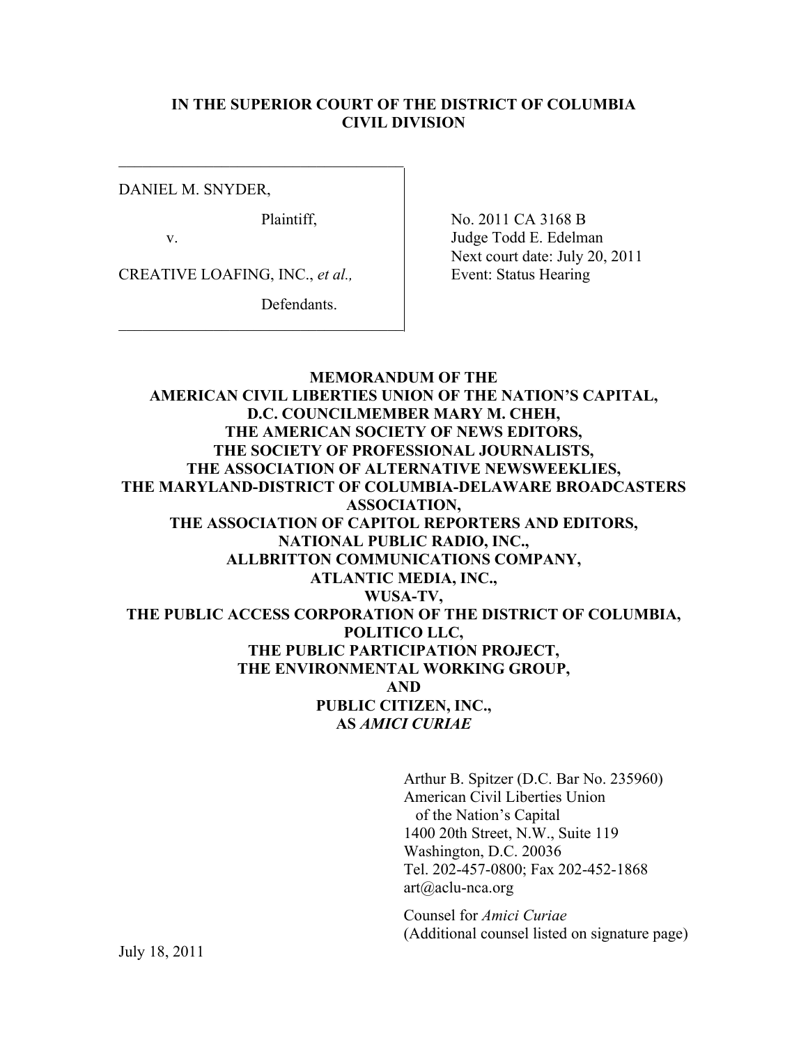**IN THE SUPERIOR COURT OF THE DISTRICT OF COLUMBIA**
**CIVIL DIVISION**

| | |
|---|---|
| DANIEL M. SNYDER,<br><br>Plaintiff,<br><br>v.<br><br>CREATIVE LOAFING, INC., *et al.,*<br><br>Defendants. | No. 2011 CA 3168 B<br>Judge Todd E. Edelman<br>Next court date: July 20, 2011<br>Event: Status Hearing |

**MEMORANDUM OF THE**
**AMERICAN CIVIL LIBERTIES UNION OF THE NATION'S CAPITAL,**
**D.C. COUNCILMEMBER MARY M. CHEH,**
**THE AMERICAN SOCIETY OF NEWS EDITORS,**
**THE SOCIETY OF PROFESSIONAL JOURNALISTS,**
**THE ASSOCIATION OF ALTERNATIVE NEWSWEEKLIES,**
**THE MARYLAND-DISTRICT OF COLUMBIA-DELAWARE BROADCASTERS ASSOCIATION,**
**THE ASSOCIATION OF CAPITOL REPORTERS AND EDITORS,**
**NATIONAL PUBLIC RADIO, INC.,**
**ALLBRITTON COMMUNICATIONS COMPANY,**
**ATLANTIC MEDIA, INC.,**
**WUSA-TV,**
**THE PUBLIC ACCESS CORPORATION OF THE DISTRICT OF COLUMBIA,**
**POLITICO LLC,**
**THE PUBLIC PARTICIPATION PROJECT,**
**THE ENVIRONMENTAL WORKING GROUP,**
**AND**
**PUBLIC CITIZEN, INC.,**
**AS *AMICI CURIAE***

Arthur B. Spitzer (D.C. Bar No. 235960)
American Civil Liberties Union
of the Nation's Capital
1400 20th Street, N.W., Suite 119
Washington, D.C. 20036
Tel. 202-457-0800; Fax 202-452-1868
art@aclu-nca.org

Counsel for *Amici Curiae*
(Additional counsel listed on signature page)

July 18, 2011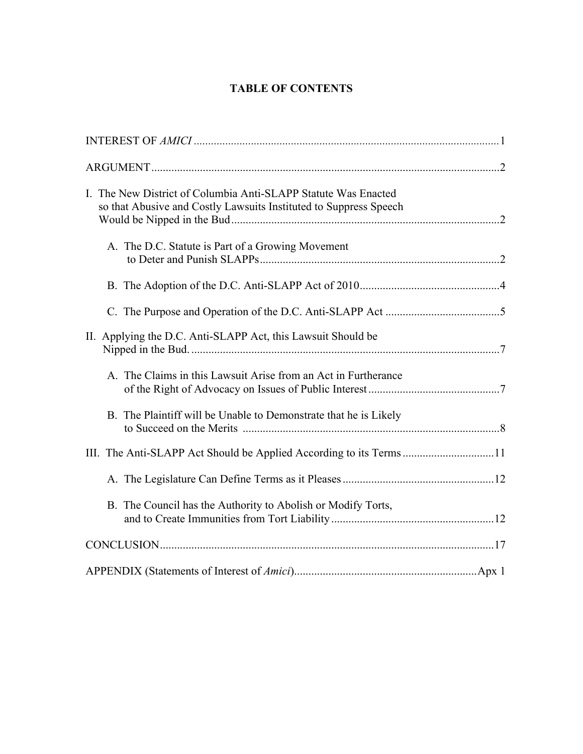# TABLE OF CONTENTS

INTEREST OF *AMICI* .......................................................................................................... 1

ARGUMENT ........................................................................................................................ 2

I. The New District of Columbia Anti-SLAPP Statute Was Enacted so that Abusive and Costly Lawsuits Instituted to Suppress Speech Would be Nipped in the Bud .............................................................................................. 2

- A. The D.C. Statute is Part of a Growing Movement to Deter and Punish SLAPPs .................................................................................... 2
- B. The Adoption of the D.C. Anti-SLAPP Act of 2010 ................................................. 4
- C. The Purpose and Operation of the D.C. Anti-SLAPP Act ........................................ 5

II. Applying the D.C. Anti-SLAPP Act, this Lawsuit Should be Nipped in the Bud. .......................................................................................................... 7

- A. The Claims in this Lawsuit Arise from an Act in Furtherance of the Right of Advocacy on Issues of Public Interest .............................................. 7
- B. The Plaintiff will be Unable to Demonstrate that he is Likely to Succeed on the Merits .......................................................................................... 8

III. The Anti-SLAPP Act Should be Applied According to its Terms ................................ 11

- A. The Legislature Can Define Terms as it Pleases ..................................................... 12
- B. The Council has the Authority to Abolish or Modify Torts, and to Create Immunities from Tort Liability ......................................................... 12

CONCLUSION ................................................................................................................... 17

APPENDIX (Statements of Interest of *Amici*) ................................................................ Apx 1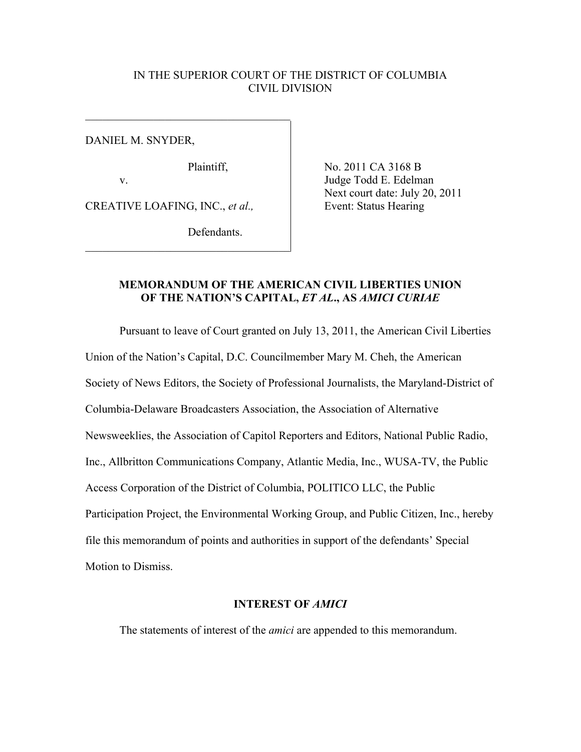IN THE SUPERIOR COURT OF THE DISTRICT OF COLUMBIA
CIVIL DIVISION

| | |
|---|---|
| DANIEL M. SNYDER,<br><br>Plaintiff,<br><br>v.<br><br>CREATIVE LOAFING, INC., *et al.,*<br><br>Defendants. | No. 2011 CA 3168 B<br>Judge Todd E. Edelman<br>Next court date: July 20, 2011<br>Event: Status Hearing |

**MEMORANDUM OF THE AMERICAN CIVIL LIBERTIES UNION OF THE NATION'S CAPITAL, *ET AL*., AS *AMICI CURIAE***

Pursuant to leave of Court granted on July 13, 2011, the American Civil Liberties Union of the Nation's Capital, D.C. Councilmember Mary M. Cheh, the American Society of News Editors, the Society of Professional Journalists, the Maryland-District of Columbia-Delaware Broadcasters Association, the Association of Alternative Newsweeklies, the Association of Capitol Reporters and Editors, National Public Radio, Inc., Allbritton Communications Company, Atlantic Media, Inc., WUSA-TV, the Public Access Corporation of the District of Columbia, POLITICO LLC, the Public Participation Project, the Environmental Working Group, and Public Citizen, Inc., hereby file this memorandum of points and authorities in support of the defendants' Special Motion to Dismiss.

**INTEREST OF *AMICI***

The statements of interest of the *amici* are appended to this memorandum.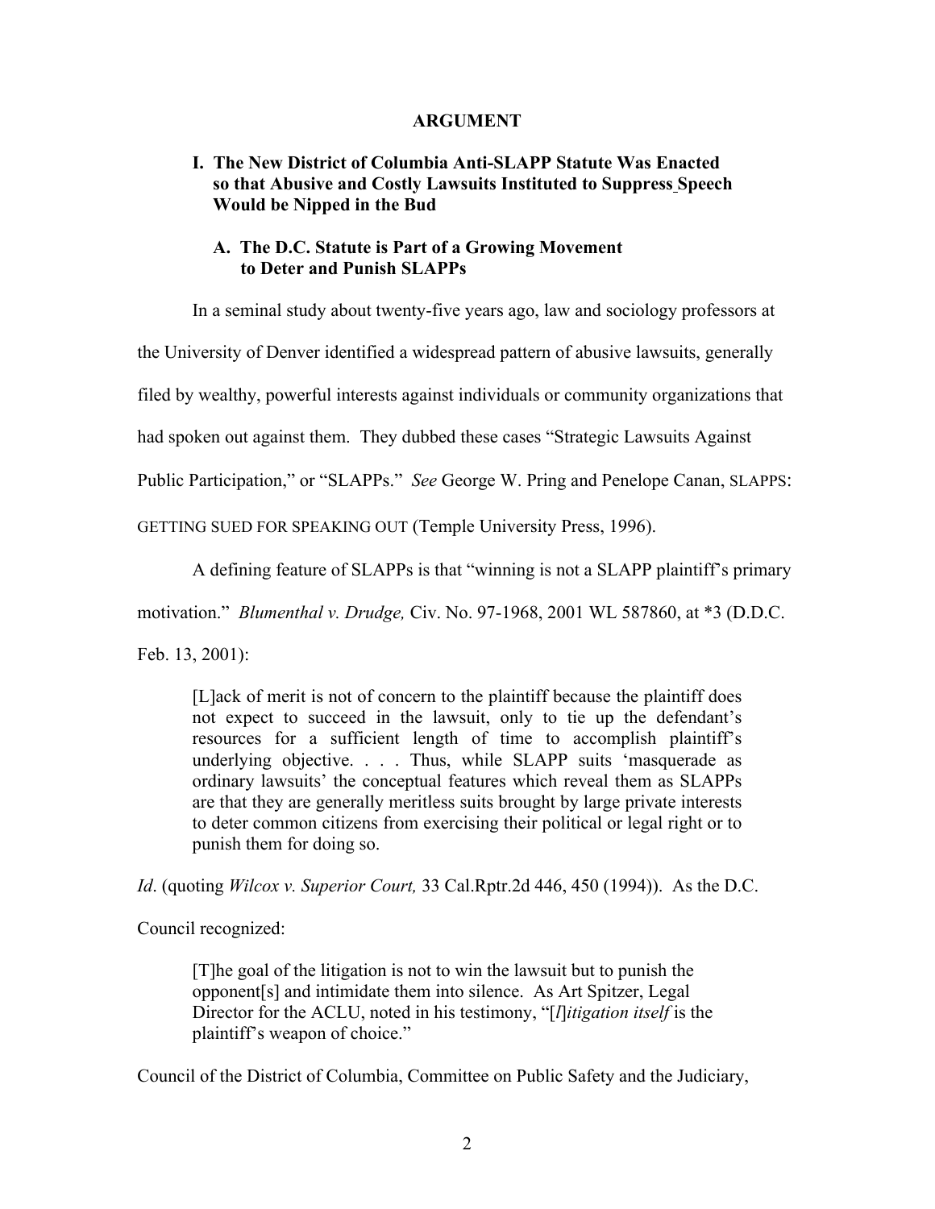## ARGUMENT

### I. The New District of Columbia Anti-SLAPP Statute Was Enacted so that Abusive and Costly Lawsuits Instituted to Suppress Speech Would be Nipped in the Bud

#### A. The D.C. Statute is Part of a Growing Movement to Deter and Punish SLAPPs

In a seminal study about twenty-five years ago, law and sociology professors at the University of Denver identified a widespread pattern of abusive lawsuits, generally filed by wealthy, powerful interests against individuals or community organizations that had spoken out against them. They dubbed these cases "Strategic Lawsuits Against Public Participation," or "SLAPPs." *See* George W. Pring and Penelope Canan, SLAPPS: GETTING SUED FOR SPEAKING OUT (Temple University Press, 1996).

A defining feature of SLAPPs is that "winning is not a SLAPP plaintiff's primary motivation." *Blumenthal v. Drudge,* Civ. No. 97-1968, 2001 WL 587860, at *3 (D.D.C. Feb. 13, 2001):

> [L]ack of merit is not of concern to the plaintiff because the plaintiff does not expect to succeed in the lawsuit, only to tie up the defendant's resources for a sufficient length of time to accomplish plaintiff's underlying objective. . . . Thus, while SLAPP suits 'masquerade as ordinary lawsuits' the conceptual features which reveal them as SLAPPs are that they are generally meritless suits brought by large private interests to deter common citizens from exercising their political or legal right or to punish them for doing so.

*Id*. (quoting *Wilcox v. Superior Court,* 33 Cal.Rptr.2d 446, 450 (1994)). As the D.C. Council recognized:

> [T]he goal of the litigation is not to win the lawsuit but to punish the opponent[s] and intimidate them into silence. As Art Spitzer, Legal Director for the ACLU, noted in his testimony, "[*l*]*itigation itself* is the plaintiff's weapon of choice."

Council of the District of Columbia, Committee on Public Safety and the Judiciary,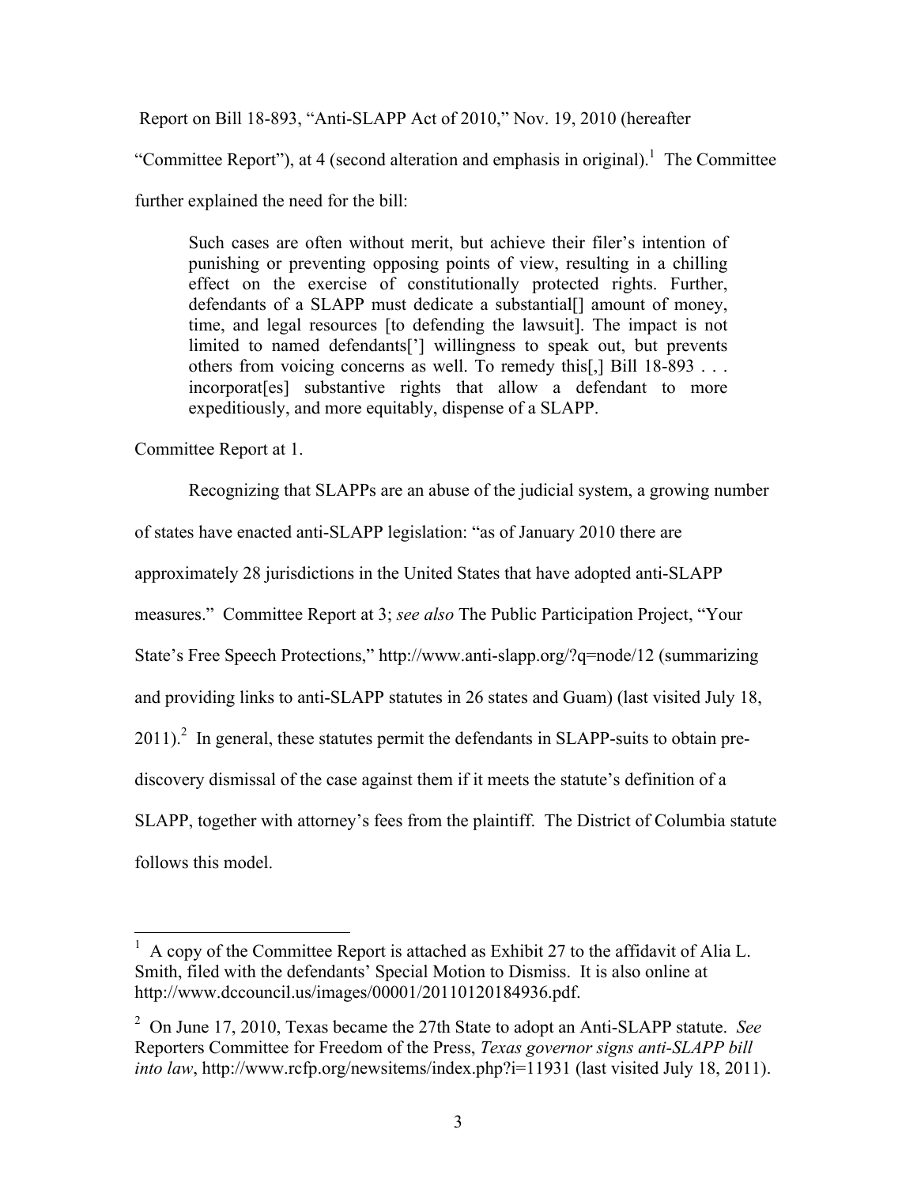Report on Bill 18-893, "Anti-SLAPP Act of 2010," Nov. 19, 2010 (hereafter "Committee Report"), at 4 (second alteration and emphasis in original).[1] The Committee further explained the need for the bill:

> Such cases are often without merit, but achieve their filer's intention of punishing or preventing opposing points of view, resulting in a chilling effect on the exercise of constitutionally protected rights. Further, defendants of a SLAPP must dedicate a substantial[] amount of money, time, and legal resources [to defending the lawsuit]. The impact is not limited to named defendants['] willingness to speak out, but prevents others from voicing concerns as well. To remedy this[,] Bill 18-893 . . . incorporat[es] substantive rights that allow a defendant to more expeditiously, and more equitably, dispense of a SLAPP.

Committee Report at 1.

Recognizing that SLAPPs are an abuse of the judicial system, a growing number of states have enacted anti-SLAPP legislation: "as of January 2010 there are approximately 28 jurisdictions in the United States that have adopted anti-SLAPP measures." Committee Report at 3; *see also* The Public Participation Project, "Your State's Free Speech Protections," http://www.anti-slapp.org/?q=node/12 (summarizing and providing links to anti-SLAPP statutes in 26 states and Guam) (last visited July 18, 2011).[2] In general, these statutes permit the defendants in SLAPP-suits to obtain pre-discovery dismissal of the case against them if it meets the statute's definition of a SLAPP, together with attorney's fees from the plaintiff. The District of Columbia statute follows this model.

---

[1] A copy of the Committee Report is attached as Exhibit 27 to the affidavit of Alia L. Smith, filed with the defendants' Special Motion to Dismiss. It is also online at http://www.dccouncil.us/images/00001/20110120184936.pdf.

[2] On June 17, 2010, Texas became the 27th State to adopt an Anti-SLAPP statute. *See* Reporters Committee for Freedom of the Press, *Texas governor signs anti-SLAPP bill into law*, http://www.rcfp.org/newsitems/index.php?i=11931 (last visited July 18, 2011).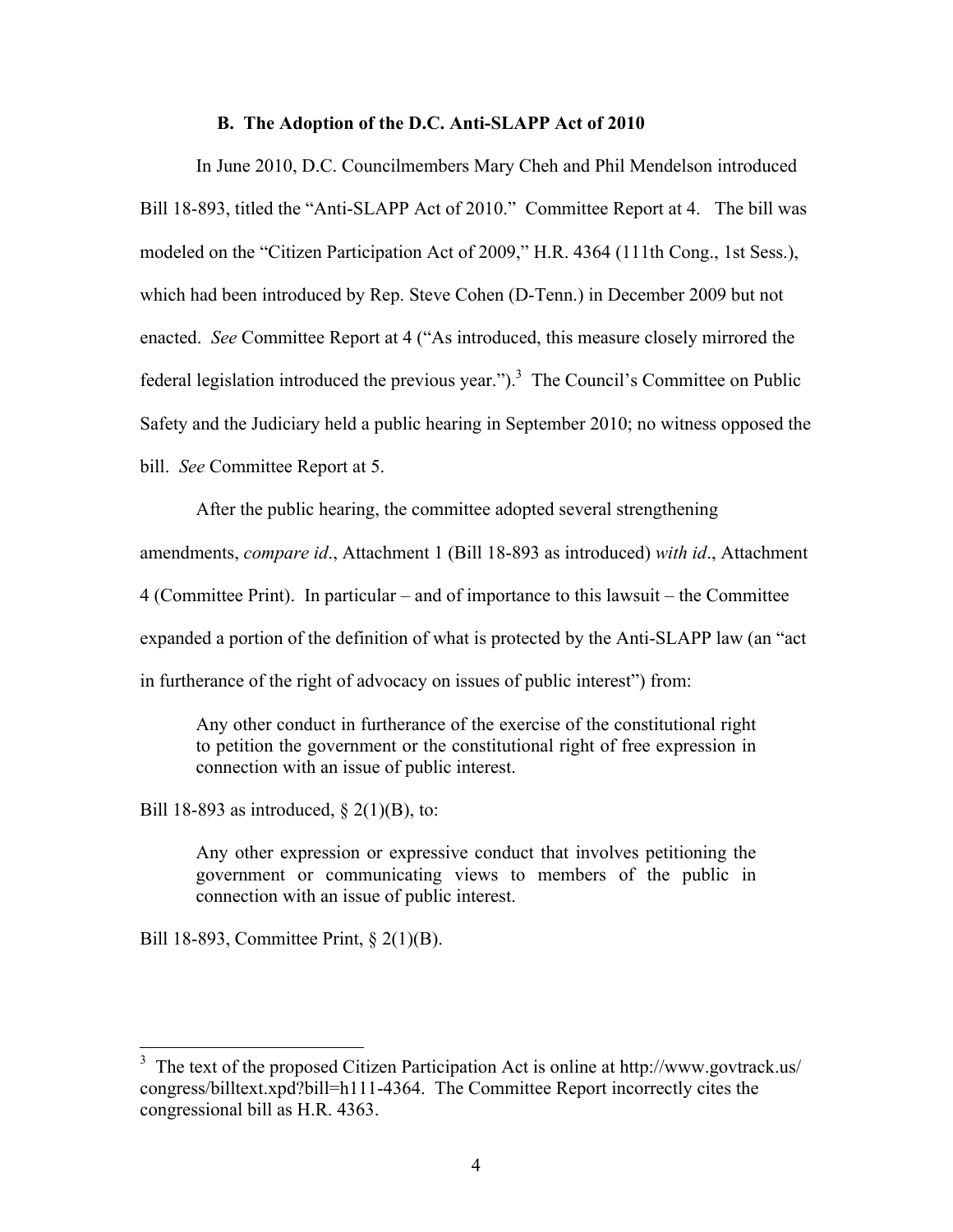### B. The Adoption of the D.C. Anti-SLAPP Act of 2010

In June 2010, D.C. Councilmembers Mary Cheh and Phil Mendelson introduced Bill 18-893, titled the "Anti-SLAPP Act of 2010." Committee Report at 4. The bill was modeled on the "Citizen Participation Act of 2009," H.R. 4364 (111th Cong., 1st Sess.), which had been introduced by Rep. Steve Cohen (D-Tenn.) in December 2009 but not enacted. *See* Committee Report at 4 ("As introduced, this measure closely mirrored the federal legislation introduced the previous year.").[3] The Council's Committee on Public Safety and the Judiciary held a public hearing in September 2010; no witness opposed the bill. *See* Committee Report at 5.

After the public hearing, the committee adopted several strengthening amendments, *compare id*., Attachment 1 (Bill 18-893 as introduced) *with id*., Attachment 4 (Committee Print). In particular – and of importance to this lawsuit – the Committee expanded a portion of the definition of what is protected by the Anti-SLAPP law (an "act in furtherance of the right of advocacy on issues of public interest") from:

> Any other conduct in furtherance of the exercise of the constitutional right to petition the government or the constitutional right of free expression in connection with an issue of public interest.

Bill 18-893 as introduced, § 2(1)(B), to:

> Any other expression or expressive conduct that involves petitioning the government or communicating views to members of the public in connection with an issue of public interest.

Bill 18-893, Committee Print, § 2(1)(B).

---

[3] The text of the proposed Citizen Participation Act is online at http://www.govtrack.us/congress/billtext.xpd?bill=h111-4364. The Committee Report incorrectly cites the congressional bill as H.R. 4363.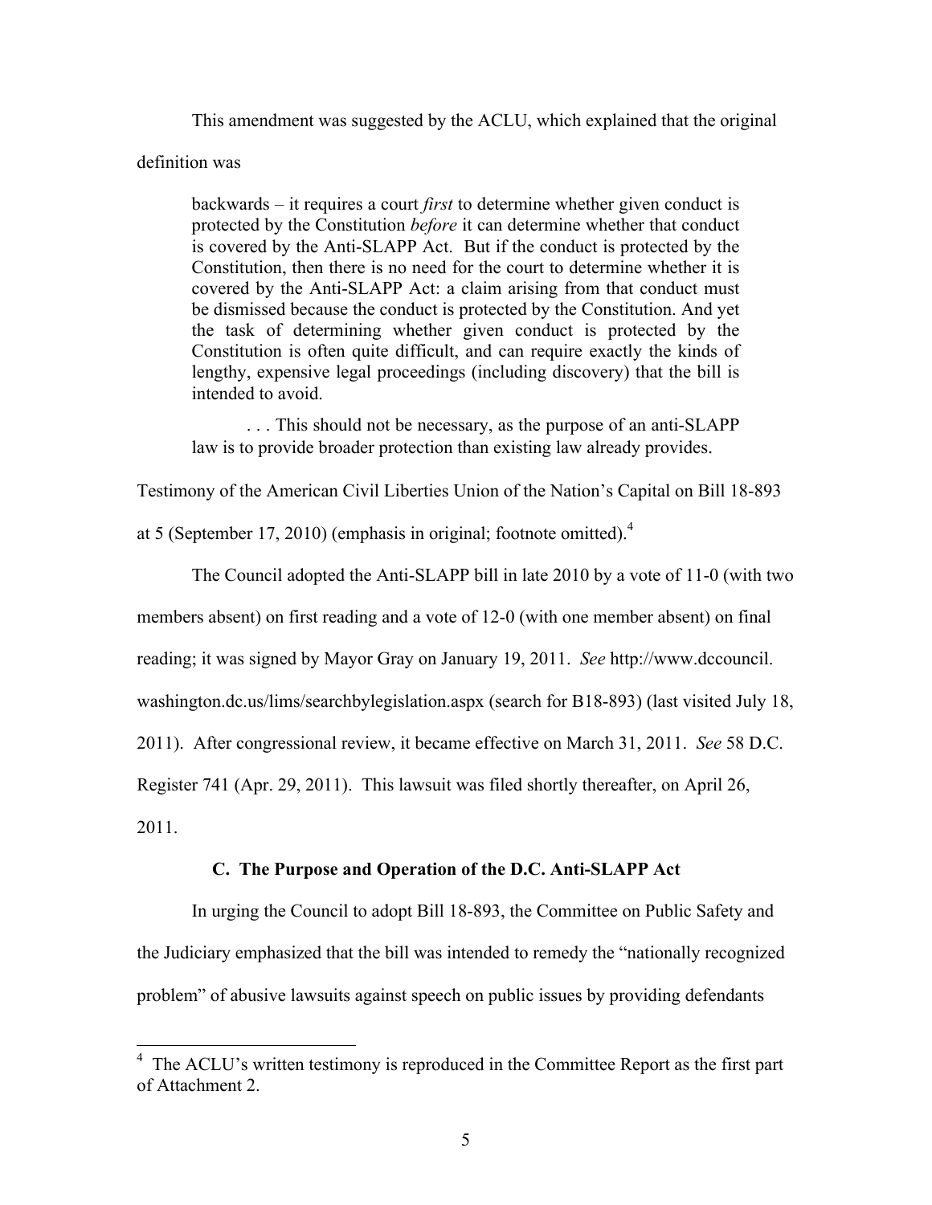This amendment was suggested by the ACLU, which explained that the original definition was

> backwards – it requires a court *first* to determine whether given conduct is protected by the Constitution *before* it can determine whether that conduct is covered by the Anti-SLAPP Act. But if the conduct is protected by the Constitution, then there is no need for the court to determine whether it is covered by the Anti-SLAPP Act: a claim arising from that conduct must be dismissed because the conduct is protected by the Constitution. And yet the task of determining whether given conduct is protected by the Constitution is often quite difficult, and can require exactly the kinds of lengthy, expensive legal proceedings (including discovery) that the bill is intended to avoid.
>
> . . . This should not be necessary, as the purpose of an anti-SLAPP law is to provide broader protection than existing law already provides.

Testimony of the American Civil Liberties Union of the Nation's Capital on Bill 18-893 at 5 (September 17, 2010) (emphasis in original; footnote omitted).[4]

The Council adopted the Anti-SLAPP bill in late 2010 by a vote of 11-0 (with two members absent) on first reading and a vote of 12-0 (with one member absent) on final reading; it was signed by Mayor Gray on January 19, 2011. *See* http://www.dccouncil.washington.dc.us/lims/searchbylegislation.aspx (search for B18-893) (last visited July 18, 2011). After congressional review, it became effective on March 31, 2011. *See* 58 D.C. Register 741 (Apr. 29, 2011). This lawsuit was filed shortly thereafter, on April 26, 2011.

### C. The Purpose and Operation of the D.C. Anti-SLAPP Act

In urging the Council to adopt Bill 18-893, the Committee on Public Safety and the Judiciary emphasized that the bill was intended to remedy the "nationally recognized problem" of abusive lawsuits against speech on public issues by providing defendants

---

[4] The ACLU's written testimony is reproduced in the Committee Report as the first part of Attachment 2.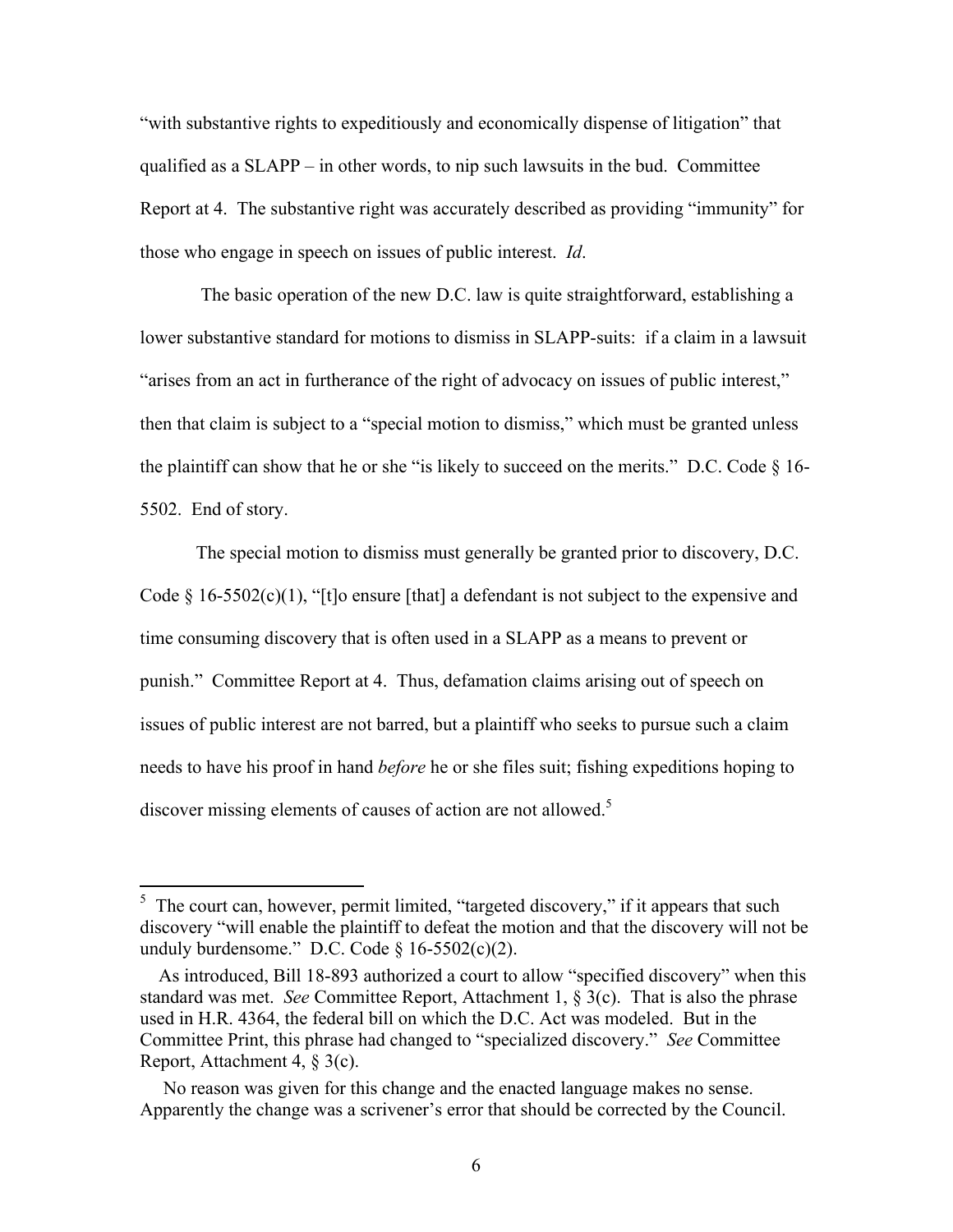"with substantive rights to expeditiously and economically dispense of litigation" that qualified as a SLAPP – in other words, to nip such lawsuits in the bud. Committee Report at 4. The substantive right was accurately described as providing "immunity" for those who engage in speech on issues of public interest. *Id*.

The basic operation of the new D.C. law is quite straightforward, establishing a lower substantive standard for motions to dismiss in SLAPP-suits: if a claim in a lawsuit "arises from an act in furtherance of the right of advocacy on issues of public interest," then that claim is subject to a "special motion to dismiss," which must be granted unless the plaintiff can show that he or she "is likely to succeed on the merits." D.C. Code § 16-5502. End of story.

The special motion to dismiss must generally be granted prior to discovery, D.C. Code § 16-5502(c)(1), "[t]o ensure [that] a defendant is not subject to the expensive and time consuming discovery that is often used in a SLAPP as a means to prevent or punish." Committee Report at 4. Thus, defamation claims arising out of speech on issues of public interest are not barred, but a plaintiff who seeks to pursue such a claim needs to have his proof in hand *before* he or she files suit; fishing expeditions hoping to discover missing elements of causes of action are not allowed.[5]

---

[5] The court can, however, permit limited, "targeted discovery," if it appears that such discovery "will enable the plaintiff to defeat the motion and that the discovery will not be unduly burdensome." D.C. Code § 16-5502(c)(2).

As introduced, Bill 18-893 authorized a court to allow "specified discovery" when this standard was met. *See* Committee Report, Attachment 1, § 3(c). That is also the phrase used in H.R. 4364, the federal bill on which the D.C. Act was modeled. But in the Committee Print, this phrase had changed to "specialized discovery." *See* Committee Report, Attachment 4, § 3(c).

No reason was given for this change and the enacted language makes no sense. Apparently the change was a scrivener's error that should be corrected by the Council.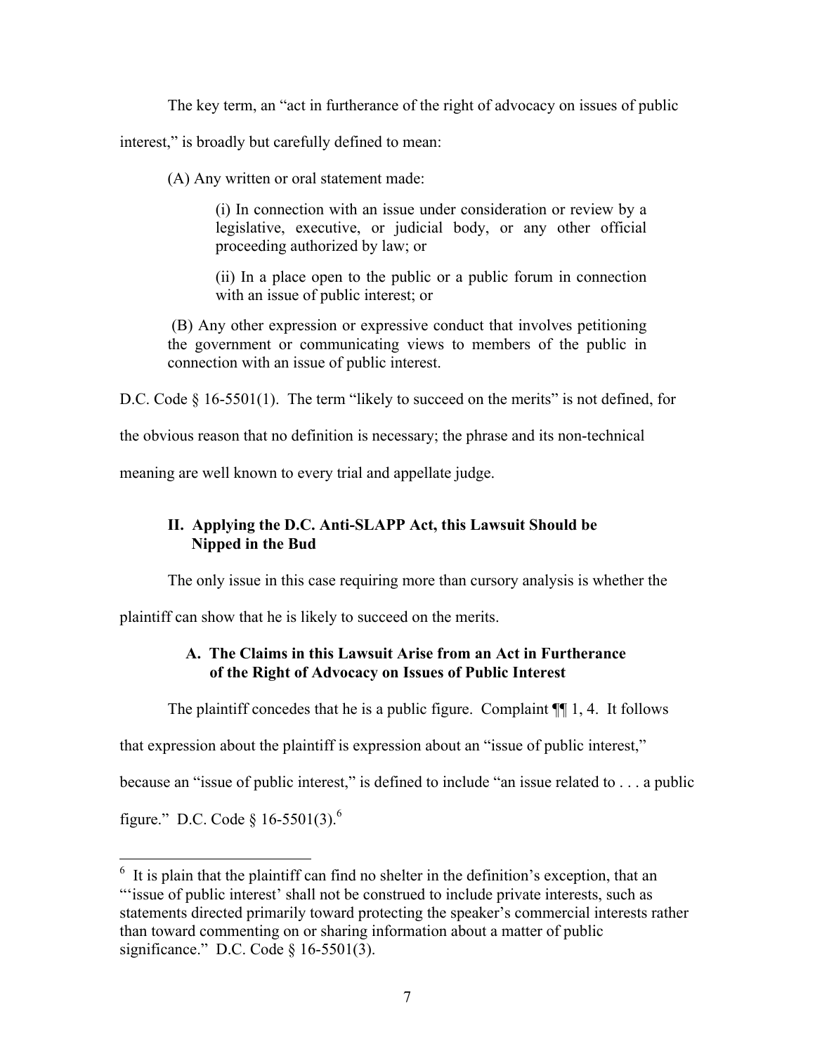The key term, an "act in furtherance of the right of advocacy on issues of public interest," is broadly but carefully defined to mean:

> (A) Any written or oral statement made:
>
> > (i) In connection with an issue under consideration or review by a legislative, executive, or judicial body, or any other official proceeding authorized by law; or
> >
> > (ii) In a place open to the public or a public forum in connection with an issue of public interest; or
>
> (B) Any other expression or expressive conduct that involves petitioning the government or communicating views to members of the public in connection with an issue of public interest.

D.C. Code § 16-5501(1). The term "likely to succeed on the merits" is not defined, for the obvious reason that no definition is necessary; the phrase and its non-technical meaning are well known to every trial and appellate judge.

## II. Applying the D.C. Anti-SLAPP Act, this Lawsuit Should be Nipped in the Bud

The only issue in this case requiring more than cursory analysis is whether the plaintiff can show that he is likely to succeed on the merits.

### A. The Claims in this Lawsuit Arise from an Act in Furtherance of the Right of Advocacy on Issues of Public Interest

The plaintiff concedes that he is a public figure. Complaint ¶¶ 1, 4. It follows that expression about the plaintiff is expression about an "issue of public interest," because an "issue of public interest," is defined to include "an issue related to . . . a public figure." D.C. Code § 16-5501(3).[6]

[6] It is plain that the plaintiff can find no shelter in the definition's exception, that an "'issue of public interest' shall not be construed to include private interests, such as statements directed primarily toward protecting the speaker's commercial interests rather than toward commenting on or sharing information about a matter of public significance." D.C. Code § 16-5501(3).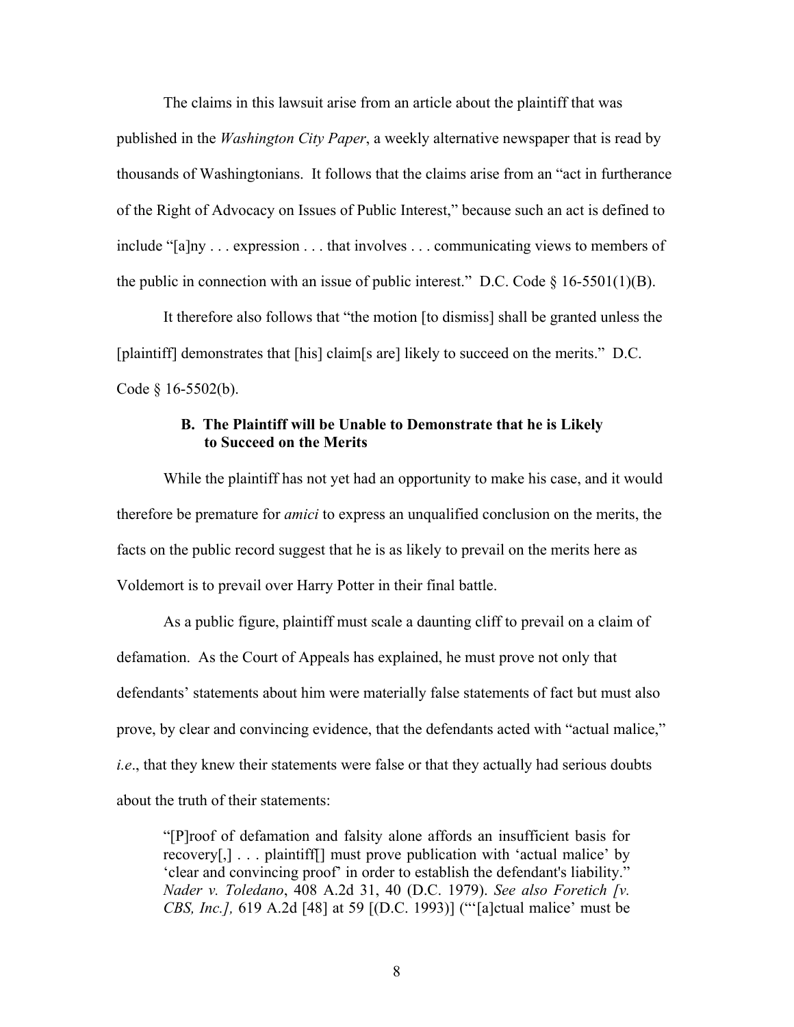The claims in this lawsuit arise from an article about the plaintiff that was published in the *Washington City Paper*, a weekly alternative newspaper that is read by thousands of Washingtonians. It follows that the claims arise from an "act in furtherance of the Right of Advocacy on Issues of Public Interest," because such an act is defined to include "[a]ny . . . expression . . . that involves . . . communicating views to members of the public in connection with an issue of public interest." D.C. Code § 16-5501(1)(B).

It therefore also follows that "the motion [to dismiss] shall be granted unless the [plaintiff] demonstrates that [his] claim[s are] likely to succeed on the merits." D.C. Code § 16-5502(b).

### B. The Plaintiff will be Unable to Demonstrate that he is Likely to Succeed on the Merits

While the plaintiff has not yet had an opportunity to make his case, and it would therefore be premature for *amici* to express an unqualified conclusion on the merits, the facts on the public record suggest that he is as likely to prevail on the merits here as Voldemort is to prevail over Harry Potter in their final battle.

As a public figure, plaintiff must scale a daunting cliff to prevail on a claim of defamation. As the Court of Appeals has explained, he must prove not only that defendants' statements about him were materially false statements of fact but must also prove, by clear and convincing evidence, that the defendants acted with "actual malice," *i.e*., that they knew their statements were false or that they actually had serious doubts about the truth of their statements:

> "[P]roof of defamation and falsity alone affords an insufficient basis for recovery[,] . . . plaintiff[] must prove publication with 'actual malice' by 'clear and convincing proof' in order to establish the defendant's liability." *Nader v. Toledano*, 408 A.2d 31, 40 (D.C. 1979). *See also Foretich [v. CBS, Inc.],* 619 A.2d [48] at 59 [(D.C. 1993)] ("'[a]ctual malice' must be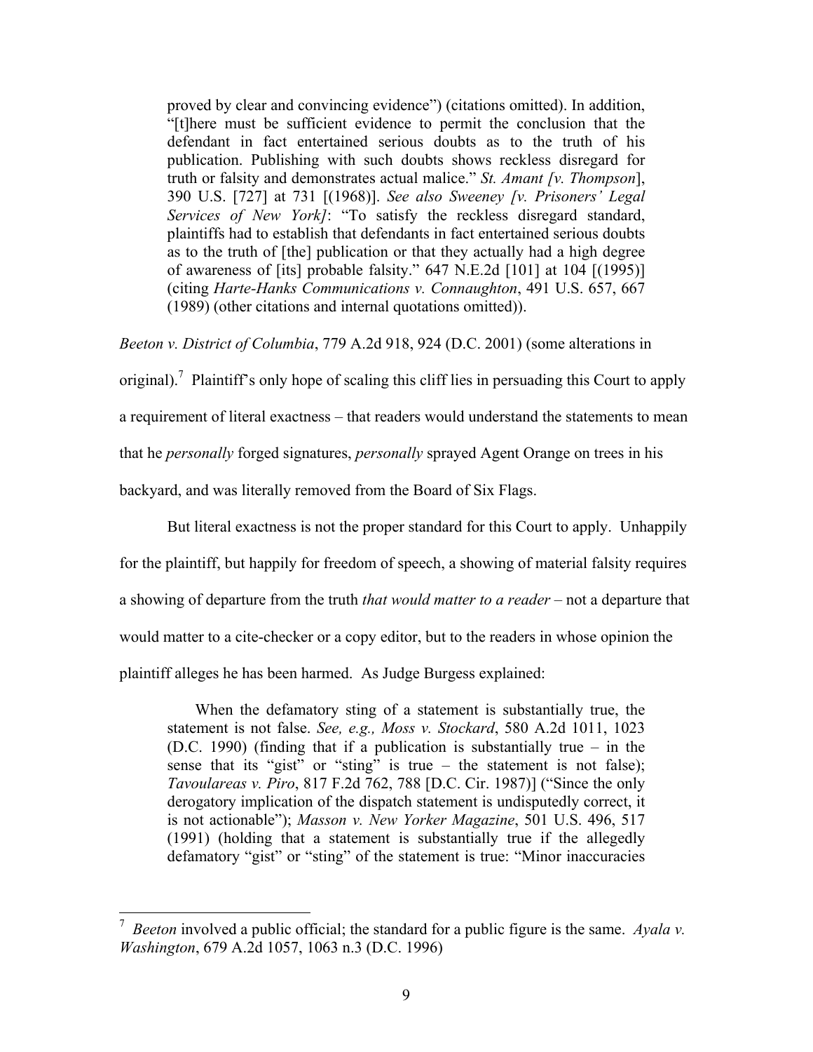> proved by clear and convincing evidence") (citations omitted). In addition, "[t]here must be sufficient evidence to permit the conclusion that the defendant in fact entertained serious doubts as to the truth of his publication. Publishing with such doubts shows reckless disregard for truth or falsity and demonstrates actual malice." *St. Amant [v. Thompson*], 390 U.S. [727] at 731 [(1968)]. *See also Sweeney [v. Prisoners' Legal Services of New York]*: "To satisfy the reckless disregard standard, plaintiffs had to establish that defendants in fact entertained serious doubts as to the truth of [the] publication or that they actually had a high degree of awareness of [its] probable falsity." 647 N.E.2d [101] at 104 [(1995)] (citing *Harte-Hanks Communications v. Connaughton*, 491 U.S. 657, 667 (1989) (other citations and internal quotations omitted)).

*Beeton v. District of Columbia*, 779 A.2d 918, 924 (D.C. 2001) (some alterations in original).[7] Plaintiff's only hope of scaling this cliff lies in persuading this Court to apply a requirement of literal exactness – that readers would understand the statements to mean that he *personally* forged signatures, *personally* sprayed Agent Orange on trees in his backyard, and was literally removed from the Board of Six Flags.

But literal exactness is not the proper standard for this Court to apply. Unhappily for the plaintiff, but happily for freedom of speech, a showing of material falsity requires a showing of departure from the truth *that would matter to a reader* – not a departure that would matter to a cite-checker or a copy editor, but to the readers in whose opinion the plaintiff alleges he has been harmed. As Judge Burgess explained:

> When the defamatory sting of a statement is substantially true, the statement is not false. *See, e.g., Moss v. Stockard*, 580 A.2d 1011, 1023 (D.C. 1990) (finding that if a publication is substantially true – in the sense that its "gist" or "sting" is true – the statement is not false); *Tavoulareas v. Piro*, 817 F.2d 762, 788 [D.C. Cir. 1987)] ("Since the only derogatory implication of the dispatch statement is undisputedly correct, it is not actionable"); *Masson v. New Yorker Magazine*, 501 U.S. 496, 517 (1991) (holding that a statement is substantially true if the allegedly defamatory "gist" or "sting" of the statement is true: "Minor inaccuracies

[7] *Beeton* involved a public official; the standard for a public figure is the same. *Ayala v. Washington*, 679 A.2d 1057, 1063 n.3 (D.C. 1996)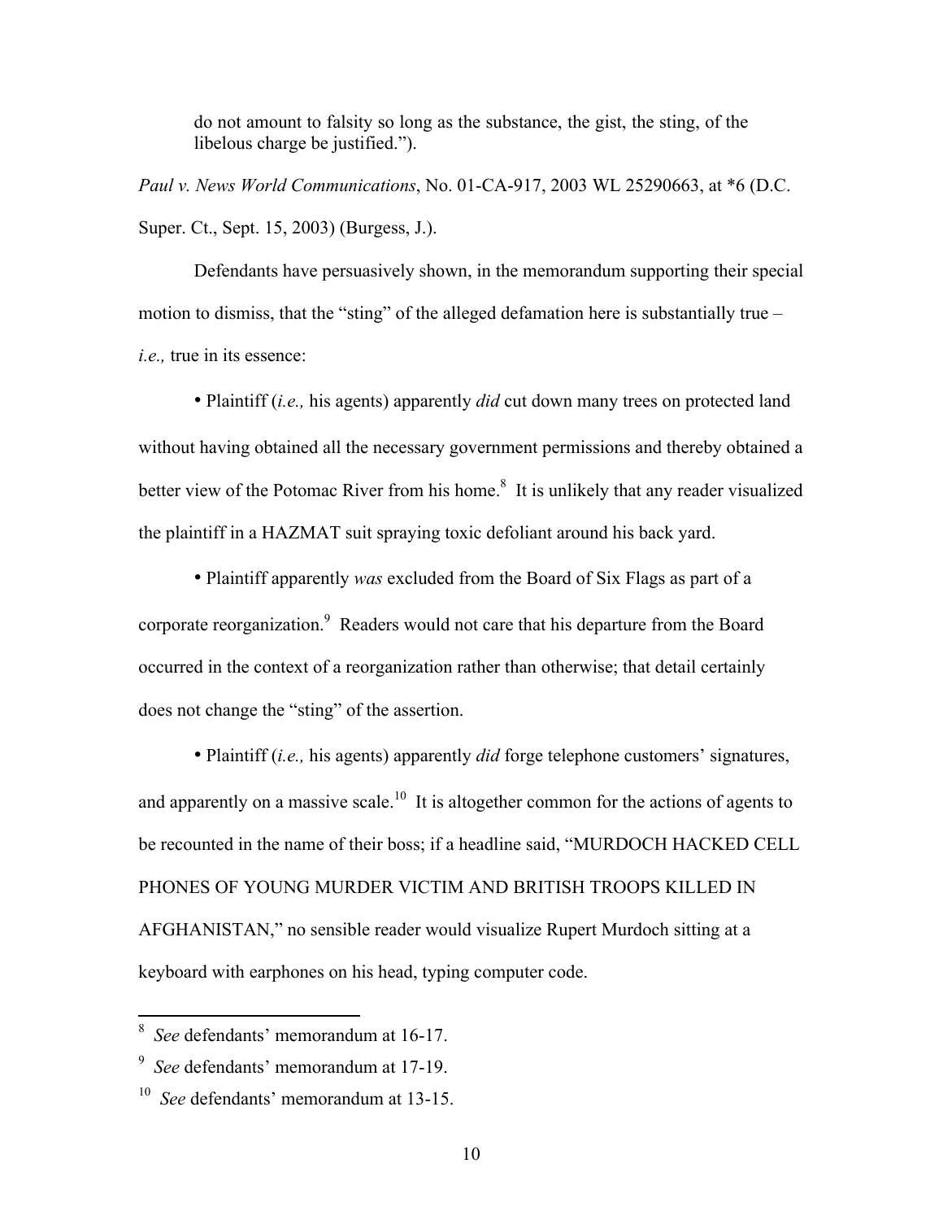do not amount to falsity so long as the substance, the gist, the sting, of the libelous charge be justified.").

*Paul v. News World Communications*, No. 01-CA-917, 2003 WL 25290663, at *6 (D.C. Super. Ct., Sept. 15, 2003) (Burgess, J.).

Defendants have persuasively shown, in the memorandum supporting their special motion to dismiss, that the "sting" of the alleged defamation here is substantially true – *i.e.,* true in its essence:

• Plaintiff (*i.e.,* his agents) apparently *did* cut down many trees on protected land without having obtained all the necessary government permissions and thereby obtained a better view of the Potomac River from his home.[8] It is unlikely that any reader visualized the plaintiff in a HAZMAT suit spraying toxic defoliant around his back yard.

• Plaintiff apparently *was* excluded from the Board of Six Flags as part of a corporate reorganization.[9] Readers would not care that his departure from the Board occurred in the context of a reorganization rather than otherwise; that detail certainly does not change the "sting" of the assertion.

• Plaintiff (*i.e.,* his agents) apparently *did* forge telephone customers' signatures, and apparently on a massive scale.[10] It is altogether common for the actions of agents to be recounted in the name of their boss; if a headline said, "MURDOCH HACKED CELL PHONES OF YOUNG MURDER VICTIM AND BRITISH TROOPS KILLED IN AFGHANISTAN," no sensible reader would visualize Rupert Murdoch sitting at a keyboard with earphones on his head, typing computer code.

---

[8] *See* defendants' memorandum at 16-17.

[9] *See* defendants' memorandum at 17-19.

[10] *See* defendants' memorandum at 13-15.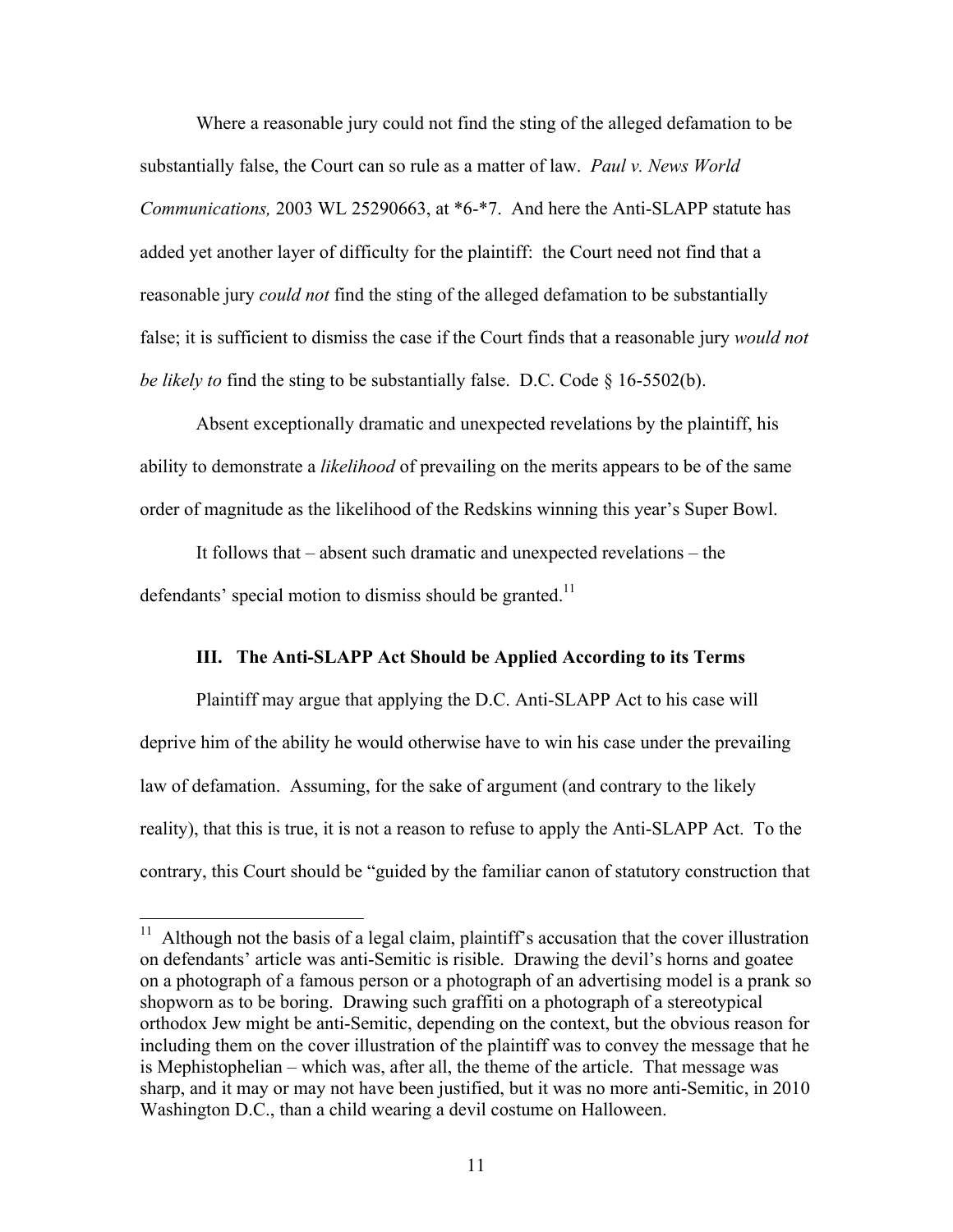Where a reasonable jury could not find the sting of the alleged defamation to be substantially false, the Court can so rule as a matter of law. *Paul v. News World Communications,* 2003 WL 25290663, at *6-*7. And here the Anti-SLAPP statute has added yet another layer of difficulty for the plaintiff: the Court need not find that a reasonable jury *could not* find the sting of the alleged defamation to be substantially false; it is sufficient to dismiss the case if the Court finds that a reasonable jury *would not be likely to* find the sting to be substantially false. D.C. Code § 16-5502(b).

Absent exceptionally dramatic and unexpected revelations by the plaintiff, his ability to demonstrate a *likelihood* of prevailing on the merits appears to be of the same order of magnitude as the likelihood of the Redskins winning this year's Super Bowl.

It follows that – absent such dramatic and unexpected revelations – the defendants' special motion to dismiss should be granted.[11]

### III. The Anti-SLAPP Act Should be Applied According to its Terms

Plaintiff may argue that applying the D.C. Anti-SLAPP Act to his case will deprive him of the ability he would otherwise have to win his case under the prevailing law of defamation. Assuming, for the sake of argument (and contrary to the likely reality), that this is true, it is not a reason to refuse to apply the Anti-SLAPP Act. To the contrary, this Court should be "guided by the familiar canon of statutory construction that

---

[11] Although not the basis of a legal claim, plaintiff's accusation that the cover illustration on defendants' article was anti-Semitic is risible. Drawing the devil's horns and goatee on a photograph of a famous person or a photograph of an advertising model is a prank so shopworn as to be boring. Drawing such graffiti on a photograph of a stereotypical orthodox Jew might be anti-Semitic, depending on the context, but the obvious reason for including them on the cover illustration of the plaintiff was to convey the message that he is Mephistophelian – which was, after all, the theme of the article. That message was sharp, and it may or may not have been justified, but it was no more anti-Semitic, in 2010 Washington D.C., than a child wearing a devil costume on Halloween.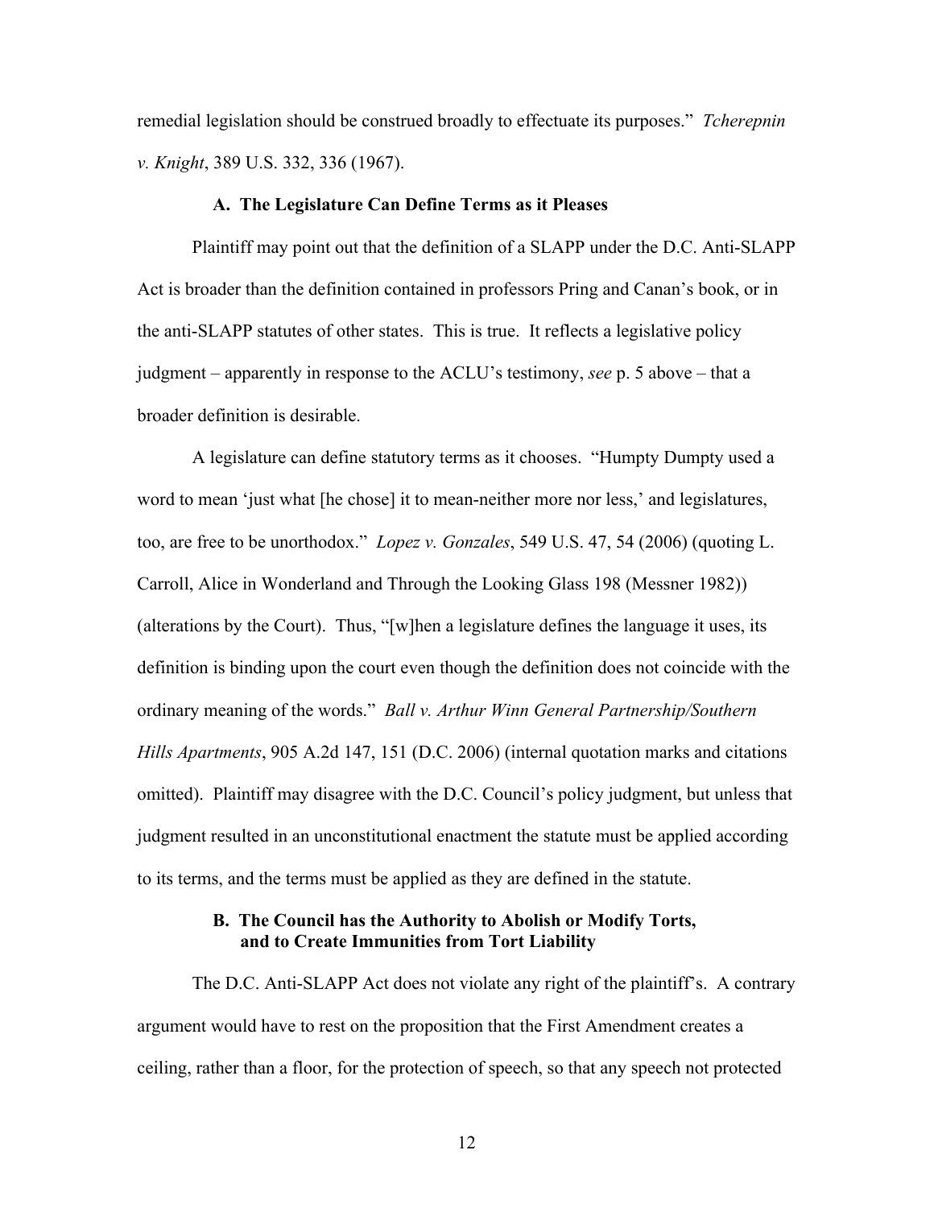remedial legislation should be construed broadly to effectuate its purposes." *Tcherepnin v. Knight*, 389 U.S. 332, 336 (1967).

### A. The Legislature Can Define Terms as it Pleases

Plaintiff may point out that the definition of a SLAPP under the D.C. Anti-SLAPP Act is broader than the definition contained in professors Pring and Canan's book, or in the anti-SLAPP statutes of other states. This is true. It reflects a legislative policy judgment – apparently in response to the ACLU's testimony, *see* p. 5 above – that a broader definition is desirable.

A legislature can define statutory terms as it chooses. "Humpty Dumpty used a word to mean 'just what [he chose] it to mean-neither more nor less,' and legislatures, too, are free to be unorthodox." *Lopez v. Gonzales*, 549 U.S. 47, 54 (2006) (quoting L. Carroll, Alice in Wonderland and Through the Looking Glass 198 (Messner 1982)) (alterations by the Court). Thus, "[w]hen a legislature defines the language it uses, its definition is binding upon the court even though the definition does not coincide with the ordinary meaning of the words." *Ball v. Arthur Winn General Partnership/Southern Hills Apartments*, 905 A.2d 147, 151 (D.C. 2006) (internal quotation marks and citations omitted). Plaintiff may disagree with the D.C. Council's policy judgment, but unless that judgment resulted in an unconstitutional enactment the statute must be applied according to its terms, and the terms must be applied as they are defined in the statute.

### B. The Council has the Authority to Abolish or Modify Torts, and to Create Immunities from Tort Liability

The D.C. Anti-SLAPP Act does not violate any right of the plaintiff's. A contrary argument would have to rest on the proposition that the First Amendment creates a ceiling, rather than a floor, for the protection of speech, so that any speech not protected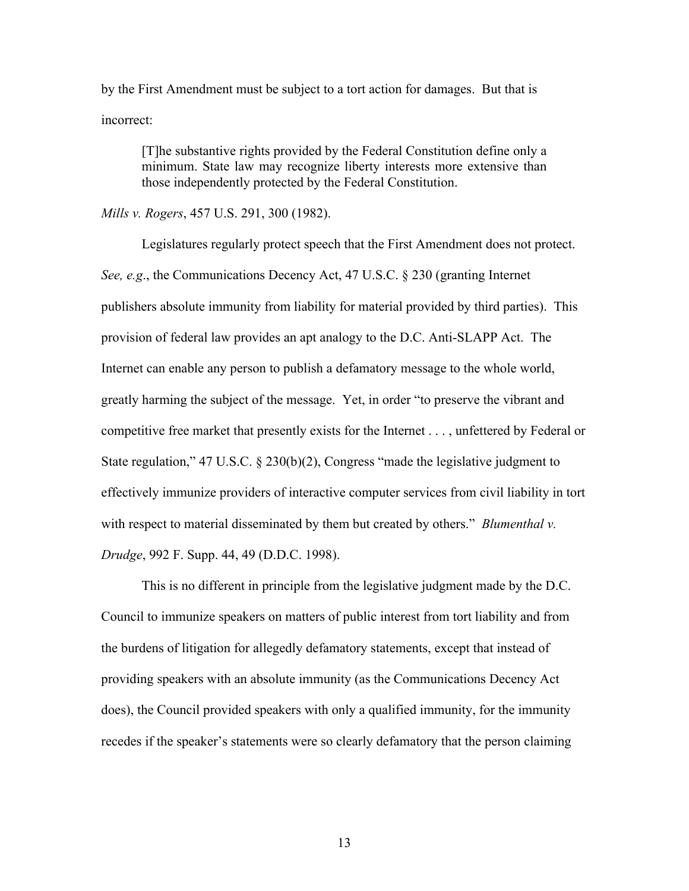by the First Amendment must be subject to a tort action for damages. But that is incorrect:

> [T]he substantive rights provided by the Federal Constitution define only a minimum. State law may recognize liberty interests more extensive than those independently protected by the Federal Constitution.

*Mills v. Rogers*, 457 U.S. 291, 300 (1982).

Legislatures regularly protect speech that the First Amendment does not protect. *See, e.g*., the Communications Decency Act, 47 U.S.C. § 230 (granting Internet publishers absolute immunity from liability for material provided by third parties). This provision of federal law provides an apt analogy to the D.C. Anti-SLAPP Act. The Internet can enable any person to publish a defamatory message to the whole world, greatly harming the subject of the message. Yet, in order "to preserve the vibrant and competitive free market that presently exists for the Internet . . . , unfettered by Federal or State regulation," 47 U.S.C. § 230(b)(2), Congress "made the legislative judgment to effectively immunize providers of interactive computer services from civil liability in tort with respect to material disseminated by them but created by others." *Blumenthal v. Drudge*, 992 F. Supp. 44, 49 (D.D.C. 1998).

This is no different in principle from the legislative judgment made by the D.C. Council to immunize speakers on matters of public interest from tort liability and from the burdens of litigation for allegedly defamatory statements, except that instead of providing speakers with an absolute immunity (as the Communications Decency Act does), the Council provided speakers with only a qualified immunity, for the immunity recedes if the speaker's statements were so clearly defamatory that the person claiming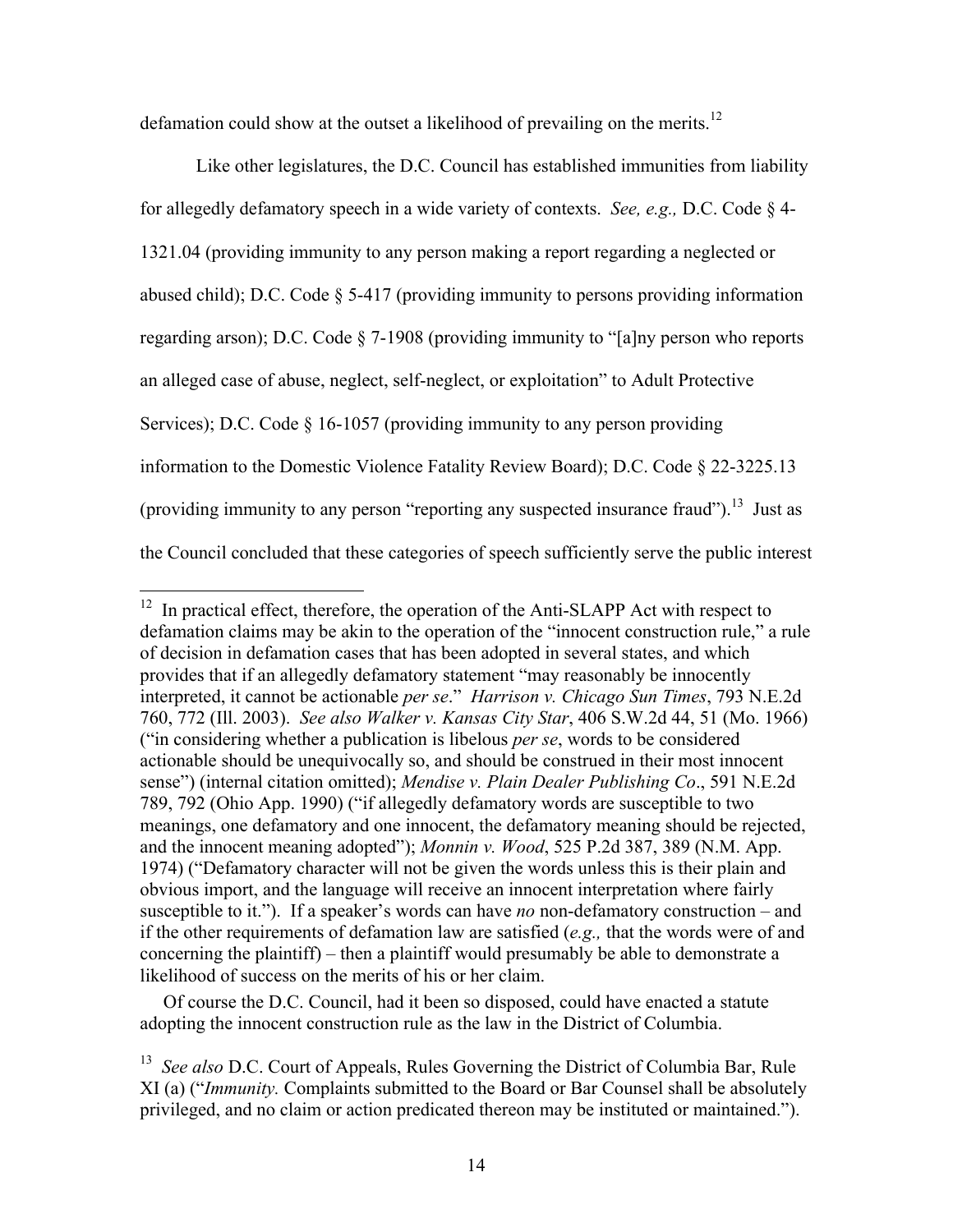defamation could show at the outset a likelihood of prevailing on the merits.[12]

Like other legislatures, the D.C. Council has established immunities from liability for allegedly defamatory speech in a wide variety of contexts. *See, e.g.,* D.C. Code § 4-1321.04 (providing immunity to any person making a report regarding a neglected or abused child); D.C. Code § 5-417 (providing immunity to persons providing information regarding arson); D.C. Code § 7-1908 (providing immunity to "[a]ny person who reports an alleged case of abuse, neglect, self-neglect, or exploitation" to Adult Protective Services); D.C. Code § 16-1057 (providing immunity to any person providing information to the Domestic Violence Fatality Review Board); D.C. Code § 22-3225.13 (providing immunity to any person "reporting any suspected insurance fraud").[13] Just as the Council concluded that these categories of speech sufficiently serve the public interest

---

[12] In practical effect, therefore, the operation of the Anti-SLAPP Act with respect to defamation claims may be akin to the operation of the "innocent construction rule," a rule of decision in defamation cases that has been adopted in several states, and which provides that if an allegedly defamatory statement "may reasonably be innocently interpreted, it cannot be actionable *per se*." *Harrison v. Chicago Sun Times*, 793 N.E.2d 760, 772 (Ill. 2003). *See also Walker v. Kansas City Star*, 406 S.W.2d 44, 51 (Mo. 1966) ("in considering whether a publication is libelous *per se*, words to be considered actionable should be unequivocally so, and should be construed in their most innocent sense") (internal citation omitted); *Mendise v. Plain Dealer Publishing Co*., 591 N.E.2d 789, 792 (Ohio App. 1990) ("if allegedly defamatory words are susceptible to two meanings, one defamatory and one innocent, the defamatory meaning should be rejected, and the innocent meaning adopted"); *Monnin v. Wood*, 525 P.2d 387, 389 (N.M. App. 1974) ("Defamatory character will not be given the words unless this is their plain and obvious import, and the language will receive an innocent interpretation where fairly susceptible to it."). If a speaker's words can have *no* non-defamatory construction – and if the other requirements of defamation law are satisfied (*e.g.,* that the words were of and concerning the plaintiff) – then a plaintiff would presumably be able to demonstrate a likelihood of success on the merits of his or her claim.

Of course the D.C. Council, had it been so disposed, could have enacted a statute adopting the innocent construction rule as the law in the District of Columbia.

[13] *See also* D.C. Court of Appeals, Rules Governing the District of Columbia Bar, Rule XI (a) ("*Immunity.* Complaints submitted to the Board or Bar Counsel shall be absolutely privileged, and no claim or action predicated thereon may be instituted or maintained.").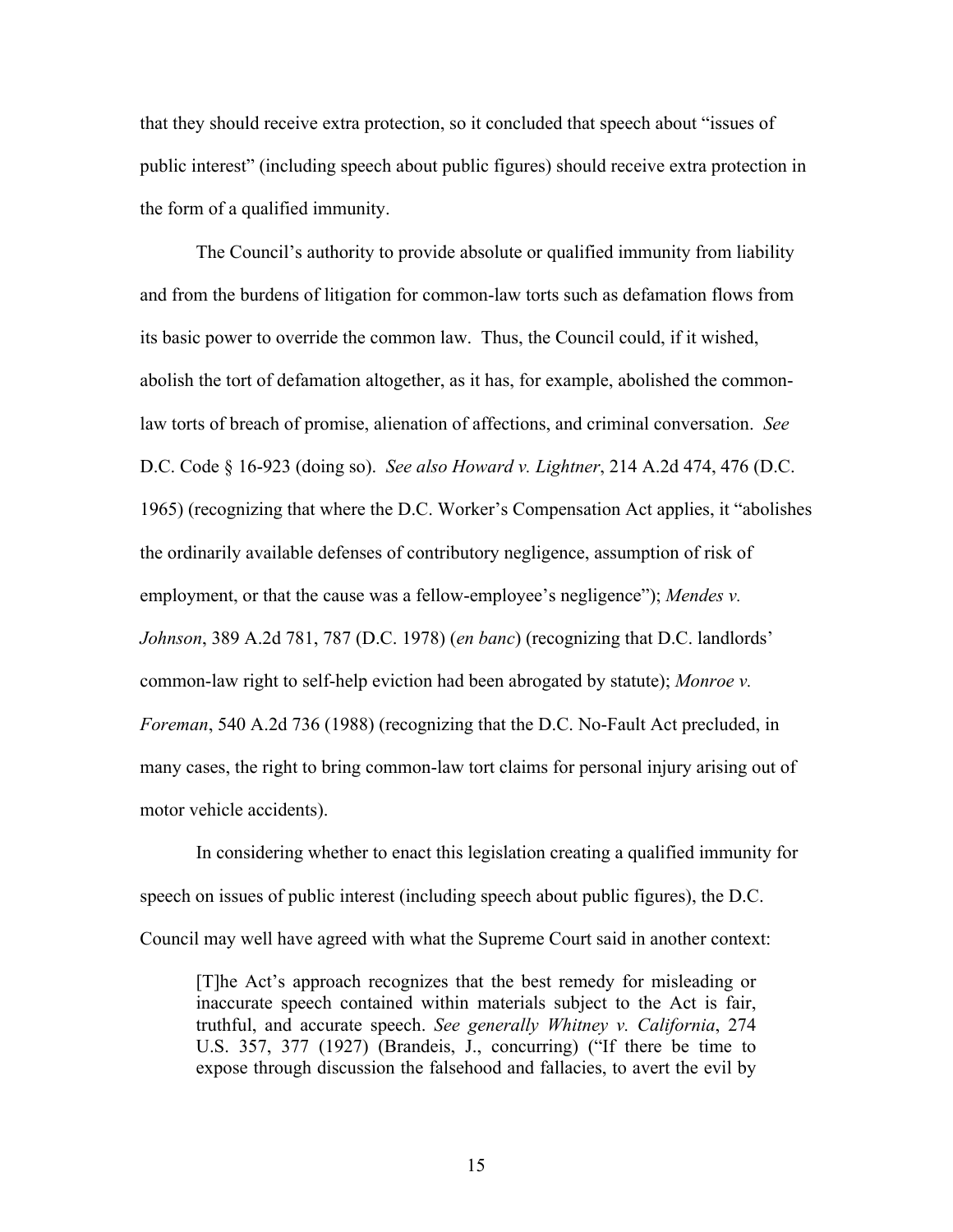that they should receive extra protection, so it concluded that speech about "issues of public interest" (including speech about public figures) should receive extra protection in the form of a qualified immunity.

The Council's authority to provide absolute or qualified immunity from liability and from the burdens of litigation for common-law torts such as defamation flows from its basic power to override the common law. Thus, the Council could, if it wished, abolish the tort of defamation altogether, as it has, for example, abolished the common-law torts of breach of promise, alienation of affections, and criminal conversation. *See* D.C. Code § 16-923 (doing so). *See also Howard v. Lightner*, 214 A.2d 474, 476 (D.C. 1965) (recognizing that where the D.C. Worker's Compensation Act applies, it "abolishes the ordinarily available defenses of contributory negligence, assumption of risk of employment, or that the cause was a fellow-employee's negligence"); *Mendes v. Johnson*, 389 A.2d 781, 787 (D.C. 1978) (*en banc*) (recognizing that D.C. landlords' common-law right to self-help eviction had been abrogated by statute); *Monroe v. Foreman*, 540 A.2d 736 (1988) (recognizing that the D.C. No-Fault Act precluded, in many cases, the right to bring common-law tort claims for personal injury arising out of motor vehicle accidents).

In considering whether to enact this legislation creating a qualified immunity for speech on issues of public interest (including speech about public figures), the D.C. Council may well have agreed with what the Supreme Court said in another context:

> [T]he Act's approach recognizes that the best remedy for misleading or inaccurate speech contained within materials subject to the Act is fair, truthful, and accurate speech. *See generally Whitney v. California*, 274 U.S. 357, 377 (1927) (Brandeis, J., concurring) ("If there be time to expose through discussion the falsehood and fallacies, to avert the evil by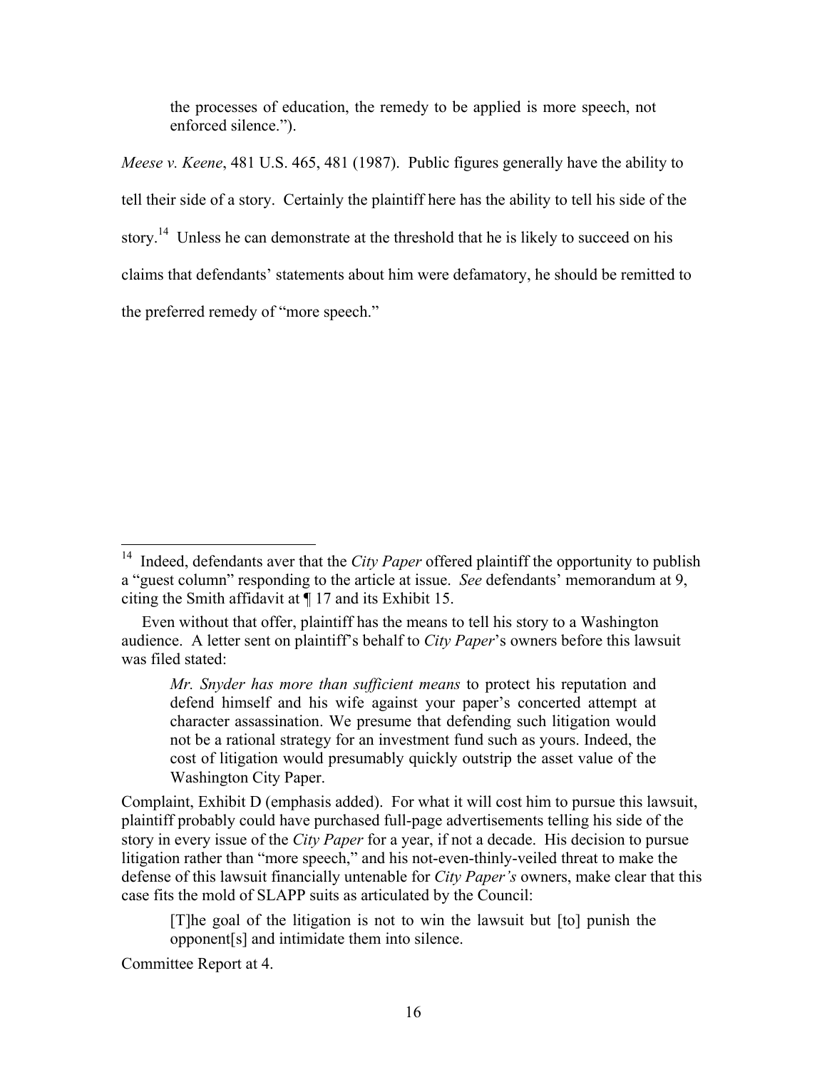> the processes of education, the remedy to be applied is more speech, not enforced silence.").

*Meese v. Keene*, 481 U.S. 465, 481 (1987). Public figures generally have the ability to tell their side of a story. Certainly the plaintiff here has the ability to tell his side of the story.[14] Unless he can demonstrate at the threshold that he is likely to succeed on his claims that defendants' statements about him were defamatory, he should be remitted to the preferred remedy of "more speech."

---

[14] Indeed, defendants aver that the *City Paper* offered plaintiff the opportunity to publish a "guest column" responding to the article at issue. *See* defendants' memorandum at 9, citing the Smith affidavit at ¶ 17 and its Exhibit 15.

Even without that offer, plaintiff has the means to tell his story to a Washington audience. A letter sent on plaintiff's behalf to *City Paper*'s owners before this lawsuit was filed stated:

> *Mr. Snyder has more than sufficient means* to protect his reputation and defend himself and his wife against your paper's concerted attempt at character assassination. We presume that defending such litigation would not be a rational strategy for an investment fund such as yours. Indeed, the cost of litigation would presumably quickly outstrip the asset value of the Washington City Paper.

Complaint, Exhibit D (emphasis added). For what it will cost him to pursue this lawsuit, plaintiff probably could have purchased full-page advertisements telling his side of the story in every issue of the *City Paper* for a year, if not a decade. His decision to pursue litigation rather than "more speech," and his not-even-thinly-veiled threat to make the defense of this lawsuit financially untenable for *City Paper's* owners, make clear that this case fits the mold of SLAPP suits as articulated by the Council:

> [T]he goal of the litigation is not to win the lawsuit but [to] punish the opponent[s] and intimidate them into silence.

Committee Report at 4.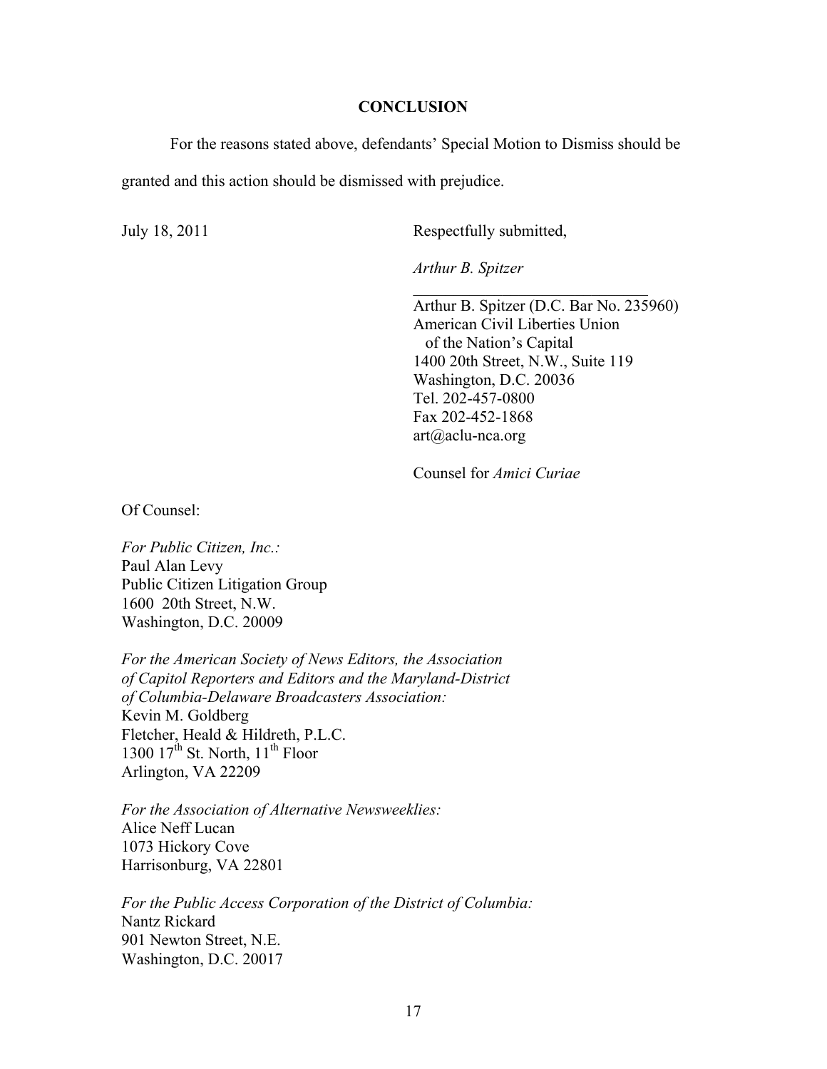## CONCLUSION

For the reasons stated above, defendants' Special Motion to Dismiss should be granted and this action should be dismissed with prejudice.

July 18, 2011

Respectfully submitted,

*Arthur B. Spitzer*

______________________________

Arthur B. Spitzer (D.C. Bar No. 235960)
American Civil Liberties Union
of the Nation's Capital
1400 20th Street, N.W., Suite 119
Washington, D.C. 20036
Tel. 202-457-0800
Fax 202-452-1868
art@aclu-nca.org

Counsel for *Amici Curiae*

Of Counsel:

*For Public Citizen, Inc.:*
Paul Alan Levy
Public Citizen Litigation Group
1600 20th Street, N.W.
Washington, D.C. 20009

*For the American Society of News Editors, the Association of Capitol Reporters and Editors and the Maryland-District of Columbia-Delaware Broadcasters Association:*
Kevin M. Goldberg
Fletcher, Heald & Hildreth, P.L.C.
1300 17th St. North, 11th Floor
Arlington, VA 22209

*For the Association of Alternative Newsweeklies:*
Alice Neff Lucan
1073 Hickory Cove
Harrisonburg, VA 22801

*For the Public Access Corporation of the District of Columbia:*
Nantz Rickard
901 Newton Street, N.E.
Washington, D.C. 20017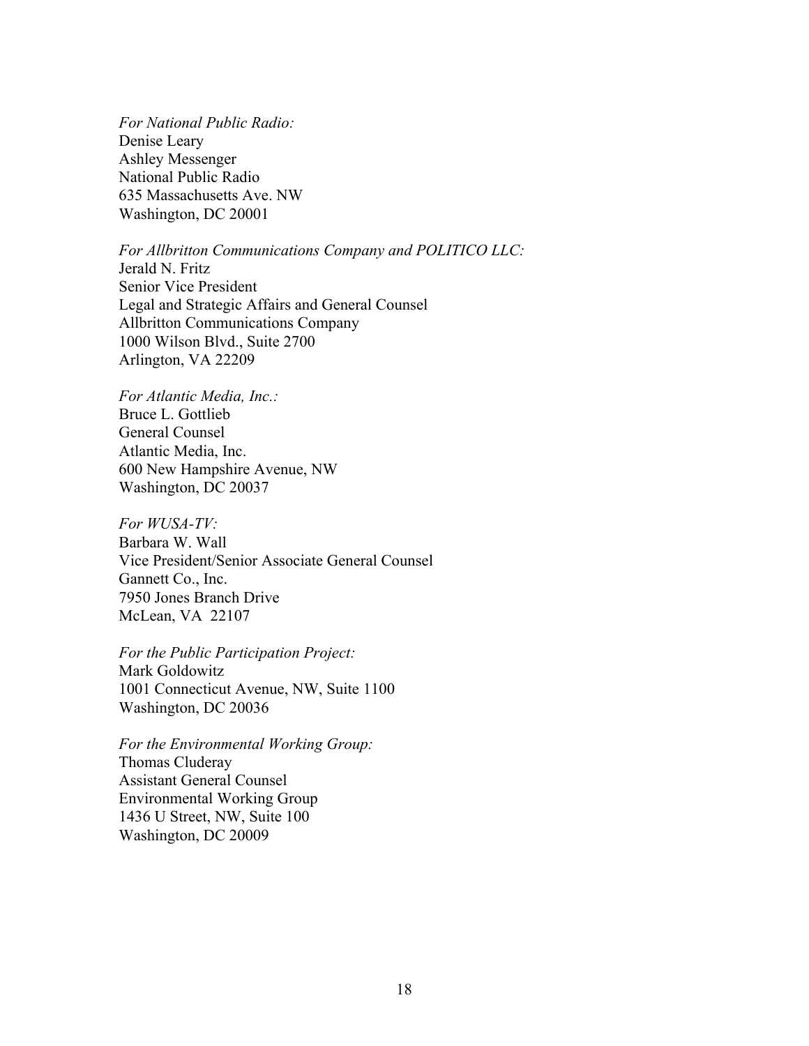*For National Public Radio:*
Denise Leary
Ashley Messenger
National Public Radio
635 Massachusetts Ave. NW
Washington, DC 20001

*For Allbritton Communications Company and POLITICO LLC:*
Jerald N. Fritz
Senior Vice President
Legal and Strategic Affairs and General Counsel
Allbritton Communications Company
1000 Wilson Blvd., Suite 2700
Arlington, VA 22209

*For Atlantic Media, Inc.:*
Bruce L. Gottlieb
General Counsel
Atlantic Media, Inc.
600 New Hampshire Avenue, NW
Washington, DC 20037

*For WUSA-TV:*
Barbara W. Wall
Vice President/Senior Associate General Counsel
Gannett Co., Inc.
7950 Jones Branch Drive
McLean, VA 22107

*For the Public Participation Project:*
Mark Goldowitz
1001 Connecticut Avenue, NW, Suite 1100
Washington, DC 20036

*For the Environmental Working Group:*
Thomas Cluderay
Assistant General Counsel
Environmental Working Group
1436 U Street, NW, Suite 100
Washington, DC 20009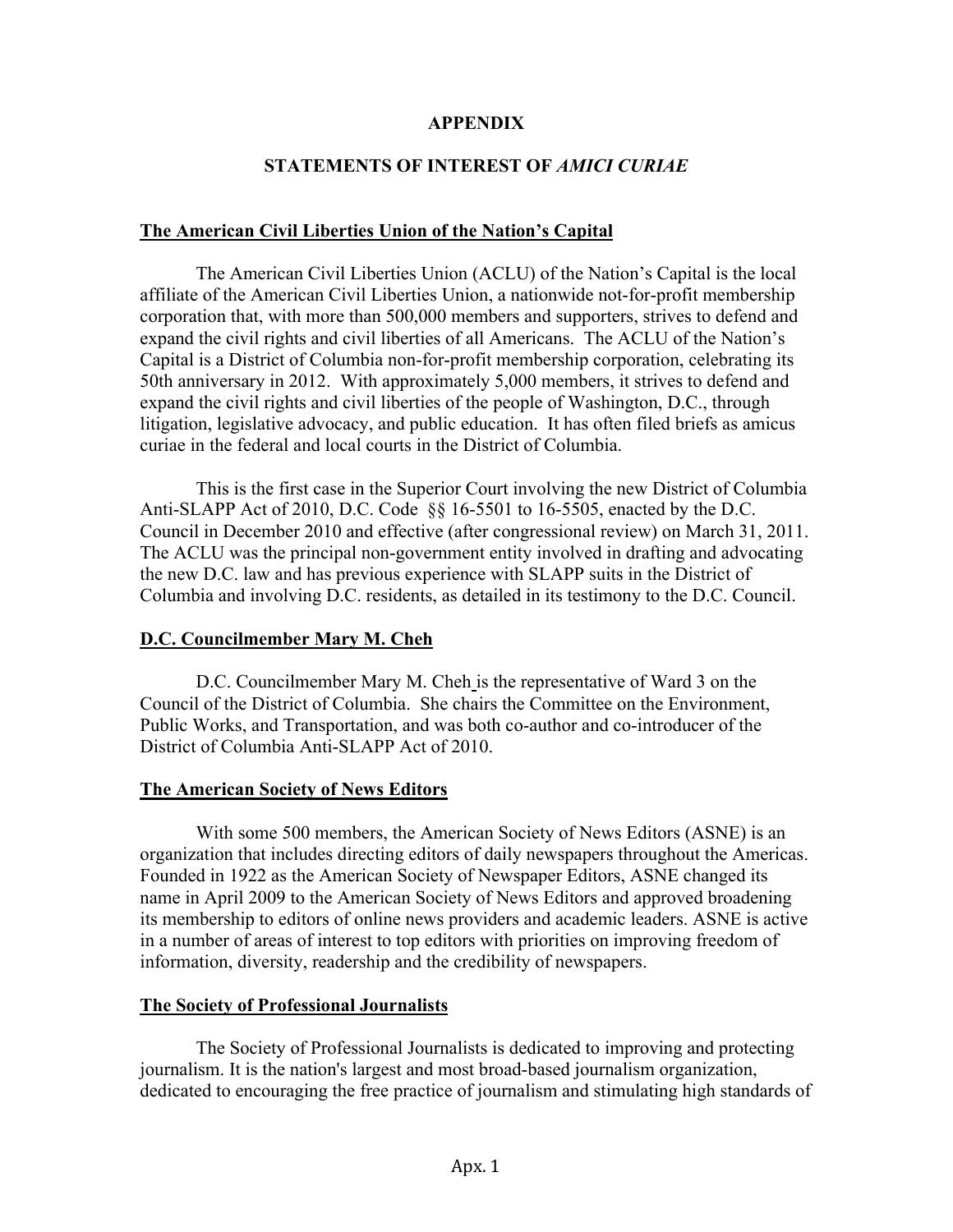# APPENDIX

## STATEMENTS OF INTEREST OF *AMICI CURIAE*

**The American Civil Liberties Union of the Nation's Capital**

The American Civil Liberties Union (ACLU) of the Nation's Capital is the local affiliate of the American Civil Liberties Union, a nationwide not-for-profit membership corporation that, with more than 500,000 members and supporters, strives to defend and expand the civil rights and civil liberties of all Americans. The ACLU of the Nation's Capital is a District of Columbia non-for-profit membership corporation, celebrating its 50th anniversary in 2012. With approximately 5,000 members, it strives to defend and expand the civil rights and civil liberties of the people of Washington, D.C., through litigation, legislative advocacy, and public education. It has often filed briefs as amicus curiae in the federal and local courts in the District of Columbia.

This is the first case in the Superior Court involving the new District of Columbia Anti-SLAPP Act of 2010, D.C. Code §§ 16-5501 to 16-5505, enacted by the D.C. Council in December 2010 and effective (after congressional review) on March 31, 2011. The ACLU was the principal non-government entity involved in drafting and advocating the new D.C. law and has previous experience with SLAPP suits in the District of Columbia and involving D.C. residents, as detailed in its testimony to the D.C. Council.

**D.C. Councilmember Mary M. Cheh**

D.C. Councilmember Mary M. Cheh is the representative of Ward 3 on the Council of the District of Columbia. She chairs the Committee on the Environment, Public Works, and Transportation, and was both co-author and co-introducer of the District of Columbia Anti-SLAPP Act of 2010.

**The American Society of News Editors**

With some 500 members, the American Society of News Editors (ASNE) is an organization that includes directing editors of daily newspapers throughout the Americas. Founded in 1922 as the American Society of Newspaper Editors, ASNE changed its name in April 2009 to the American Society of News Editors and approved broadening its membership to editors of online news providers and academic leaders. ASNE is active in a number of areas of interest to top editors with priorities on improving freedom of information, diversity, readership and the credibility of newspapers.

**The Society of Professional Journalists**

The Society of Professional Journalists is dedicated to improving and protecting journalism. It is the nation's largest and most broad-based journalism organization, dedicated to encouraging the free practice of journalism and stimulating high standards of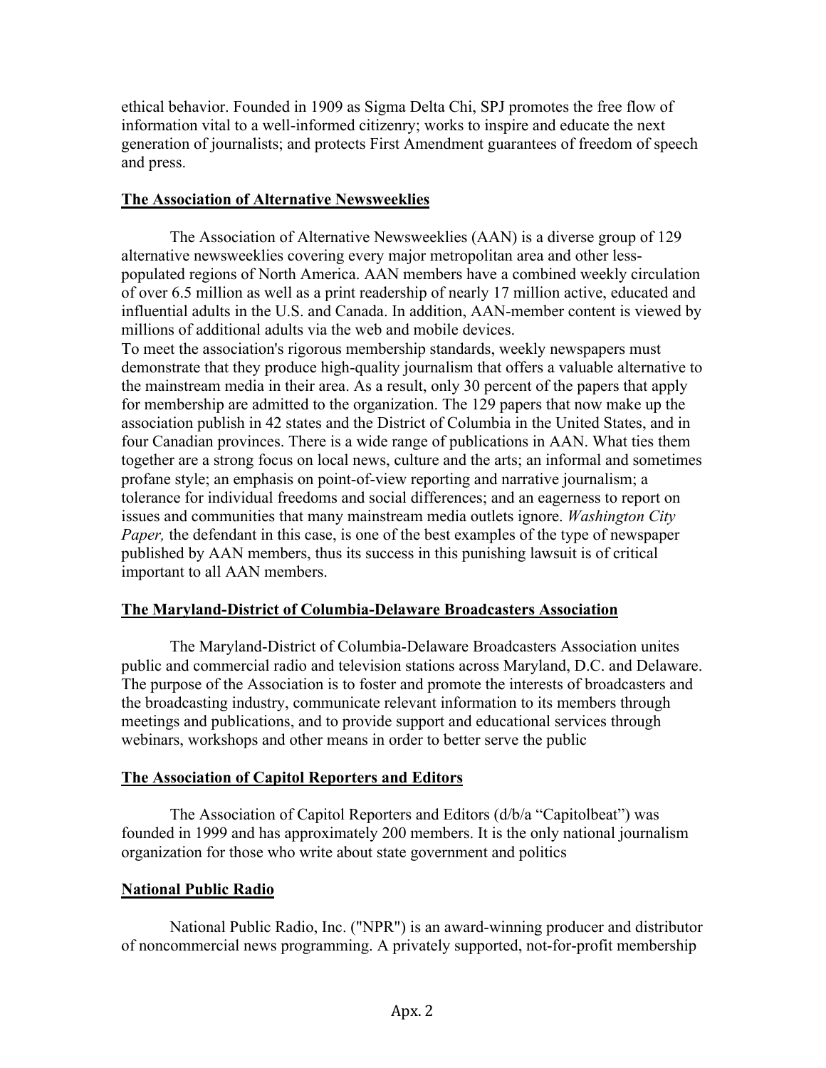ethical behavior. Founded in 1909 as Sigma Delta Chi, SPJ promotes the free flow of information vital to a well-informed citizenry; works to inspire and educate the next generation of journalists; and protects First Amendment guarantees of freedom of speech and press.

**The Association of Alternative Newsweeklies**

The Association of Alternative Newsweeklies (AAN) is a diverse group of 129 alternative newsweeklies covering every major metropolitan area and other less-populated regions of North America. AAN members have a combined weekly circulation of over 6.5 million as well as a print readership of nearly 17 million active, educated and influential adults in the U.S. and Canada. In addition, AAN-member content is viewed by millions of additional adults via the web and mobile devices.

To meet the association's rigorous membership standards, weekly newspapers must demonstrate that they produce high-quality journalism that offers a valuable alternative to the mainstream media in their area. As a result, only 30 percent of the papers that apply for membership are admitted to the organization. The 129 papers that now make up the association publish in 42 states and the District of Columbia in the United States, and in four Canadian provinces. There is a wide range of publications in AAN. What ties them together are a strong focus on local news, culture and the arts; an informal and sometimes profane style; an emphasis on point-of-view reporting and narrative journalism; a tolerance for individual freedoms and social differences; and an eagerness to report on issues and communities that many mainstream media outlets ignore. *Washington City Paper,* the defendant in this case, is one of the best examples of the type of newspaper published by AAN members, thus its success in this punishing lawsuit is of critical important to all AAN members.

**The Maryland-District of Columbia-Delaware Broadcasters Association**

The Maryland-District of Columbia-Delaware Broadcasters Association unites public and commercial radio and television stations across Maryland, D.C. and Delaware. The purpose of the Association is to foster and promote the interests of broadcasters and the broadcasting industry, communicate relevant information to its members through meetings and publications, and to provide support and educational services through webinars, workshops and other means in order to better serve the public

**The Association of Capitol Reporters and Editors**

The Association of Capitol Reporters and Editors (d/b/a "Capitolbeat") was founded in 1999 and has approximately 200 members. It is the only national journalism organization for those who write about state government and politics

**National Public Radio**

National Public Radio, Inc. ("NPR") is an award-winning producer and distributor of noncommercial news programming. A privately supported, not-for-profit membership

Apx. 2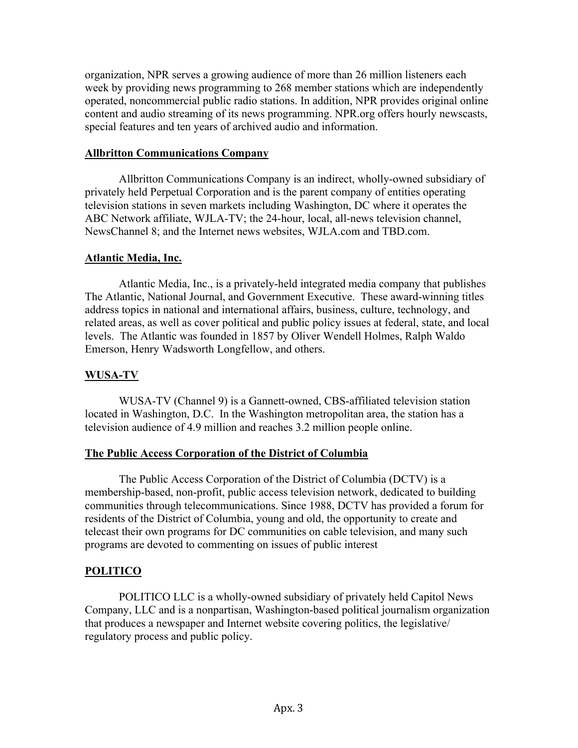organization, NPR serves a growing audience of more than 26 million listeners each week by providing news programming to 268 member stations which are independently operated, noncommercial public radio stations. In addition, NPR provides original online content and audio streaming of its news programming. NPR.org offers hourly newscasts, special features and ten years of archived audio and information.

**Allbritton Communications Company**

Allbritton Communications Company is an indirect, wholly-owned subsidiary of privately held Perpetual Corporation and is the parent company of entities operating television stations in seven markets including Washington, DC where it operates the ABC Network affiliate, WJLA-TV; the 24-hour, local, all-news television channel, NewsChannel 8; and the Internet news websites, WJLA.com and TBD.com.

**Atlantic Media, Inc.**

Atlantic Media, Inc., is a privately-held integrated media company that publishes The Atlantic, National Journal, and Government Executive. These award-winning titles address topics in national and international affairs, business, culture, technology, and related areas, as well as cover political and public policy issues at federal, state, and local levels. The Atlantic was founded in 1857 by Oliver Wendell Holmes, Ralph Waldo Emerson, Henry Wadsworth Longfellow, and others.

**WUSA-TV**

WUSA-TV (Channel 9) is a Gannett-owned, CBS-affiliated television station located in Washington, D.C. In the Washington metropolitan area, the station has a television audience of 4.9 million and reaches 3.2 million people online.

**The Public Access Corporation of the District of Columbia**

The Public Access Corporation of the District of Columbia (DCTV) is a membership-based, non-profit, public access television network, dedicated to building communities through telecommunications. Since 1988, DCTV has provided a forum for residents of the District of Columbia, young and old, the opportunity to create and telecast their own programs for DC communities on cable television, and many such programs are devoted to commenting on issues of public interest

**POLITICO**

POLITICO LLC is a wholly-owned subsidiary of privately held Capitol News Company, LLC and is a nonpartisan, Washington-based political journalism organization that produces a newspaper and Internet website covering politics, the legislative/ regulatory process and public policy.

Apx. 3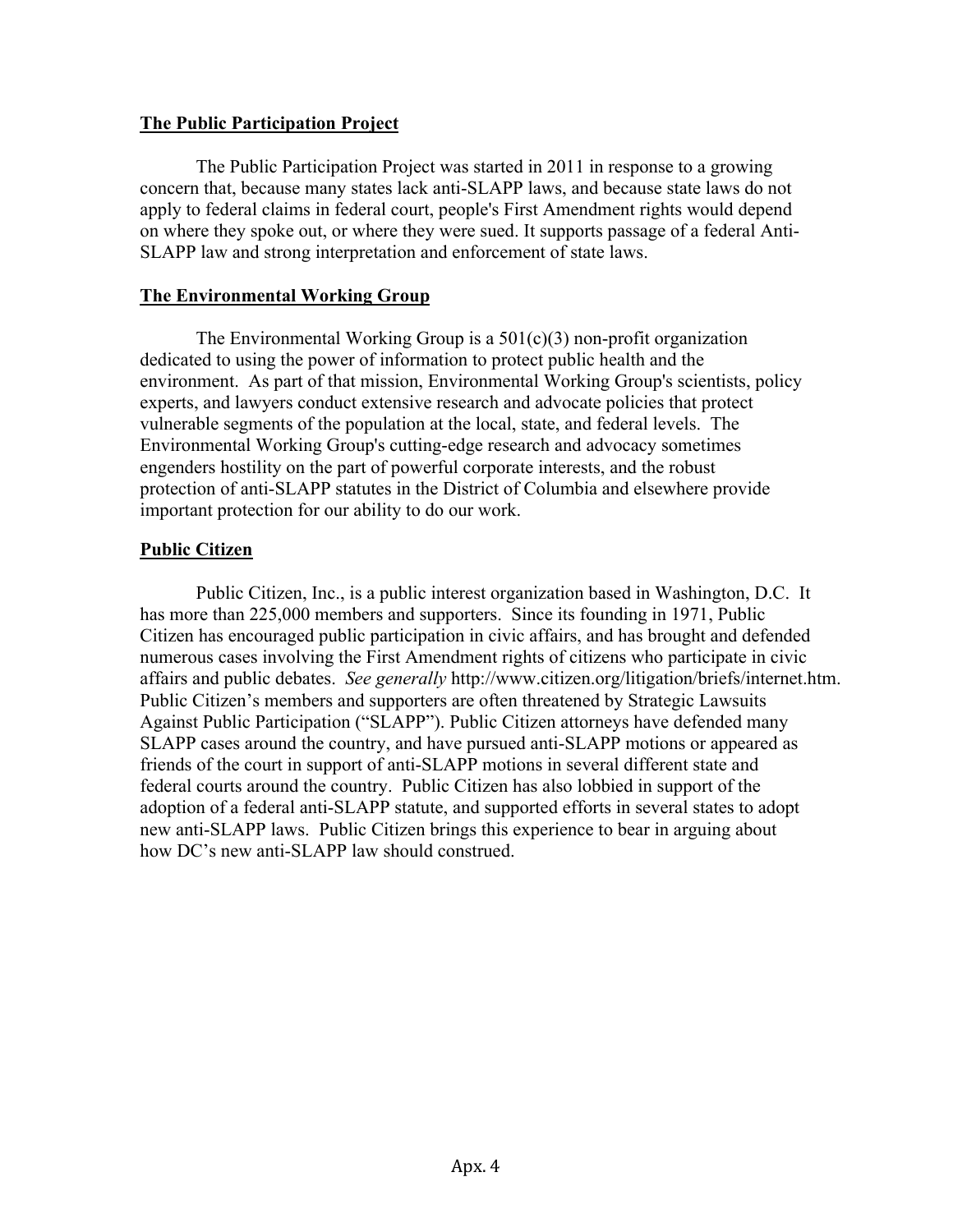**The Public Participation Project**

The Public Participation Project was started in 2011 in response to a growing concern that, because many states lack anti-SLAPP laws, and because state laws do not apply to federal claims in federal court, people's First Amendment rights would depend on where they spoke out, or where they were sued. It supports passage of a federal Anti-SLAPP law and strong interpretation and enforcement of state laws.

**The Environmental Working Group**

The Environmental Working Group is a 501(c)(3) non-profit organization dedicated to using the power of information to protect public health and the environment. As part of that mission, Environmental Working Group's scientists, policy experts, and lawyers conduct extensive research and advocate policies that protect vulnerable segments of the population at the local, state, and federal levels. The Environmental Working Group's cutting-edge research and advocacy sometimes engenders hostility on the part of powerful corporate interests, and the robust protection of anti-SLAPP statutes in the District of Columbia and elsewhere provide important protection for our ability to do our work.

**Public Citizen**

Public Citizen, Inc., is a public interest organization based in Washington, D.C. It has more than 225,000 members and supporters. Since its founding in 1971, Public Citizen has encouraged public participation in civic affairs, and has brought and defended numerous cases involving the First Amendment rights of citizens who participate in civic affairs and public debates. *See generally* http://www.citizen.org/litigation/briefs/internet.htm. Public Citizen's members and supporters are often threatened by Strategic Lawsuits Against Public Participation ("SLAPP"). Public Citizen attorneys have defended many SLAPP cases around the country, and have pursued anti-SLAPP motions or appeared as friends of the court in support of anti-SLAPP motions in several different state and federal courts around the country. Public Citizen has also lobbied in support of the adoption of a federal anti-SLAPP statute, and supported efforts in several states to adopt new anti-SLAPP laws. Public Citizen brings this experience to bear in arguing about how DC's new anti-SLAPP law should construed.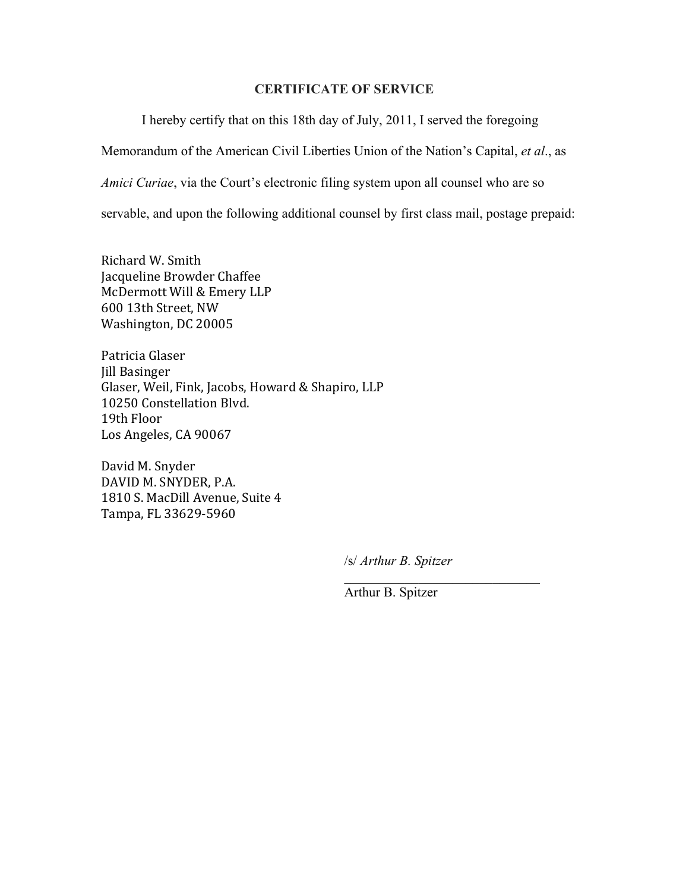## CERTIFICATE OF SERVICE

I hereby certify that on this 18th day of July, 2011, I served the foregoing Memorandum of the American Civil Liberties Union of the Nation's Capital, *et al*., as *Amici Curiae*, via the Court's electronic filing system upon all counsel who are so servable, and upon the following additional counsel by first class mail, postage prepaid:

Richard W. Smith  
Jacqueline Browder Chaffee  
McDermott Will & Emery LLP  
600 13th Street, NW  
Washington, DC 20005

Patricia Glaser  
Jill Basinger  
Glaser, Weil, Fink, Jacobs, Howard & Shapiro, LLP  
10250 Constellation Blvd.  
19th Floor  
Los Angeles, CA 90067

David M. Snyder  
DAVID M. SNYDER, P.A.  
1810 S. MacDill Avenue, Suite 4  
Tampa, FL 33629-5960

/s/ *Arthur B. Spitzer*  
\_\_\_\_\_\_\_\_\_\_\_\_\_\_\_\_\_\_\_\_\_\_\_\_\_\_\_\_\_\_  
Arthur B. Spitzer